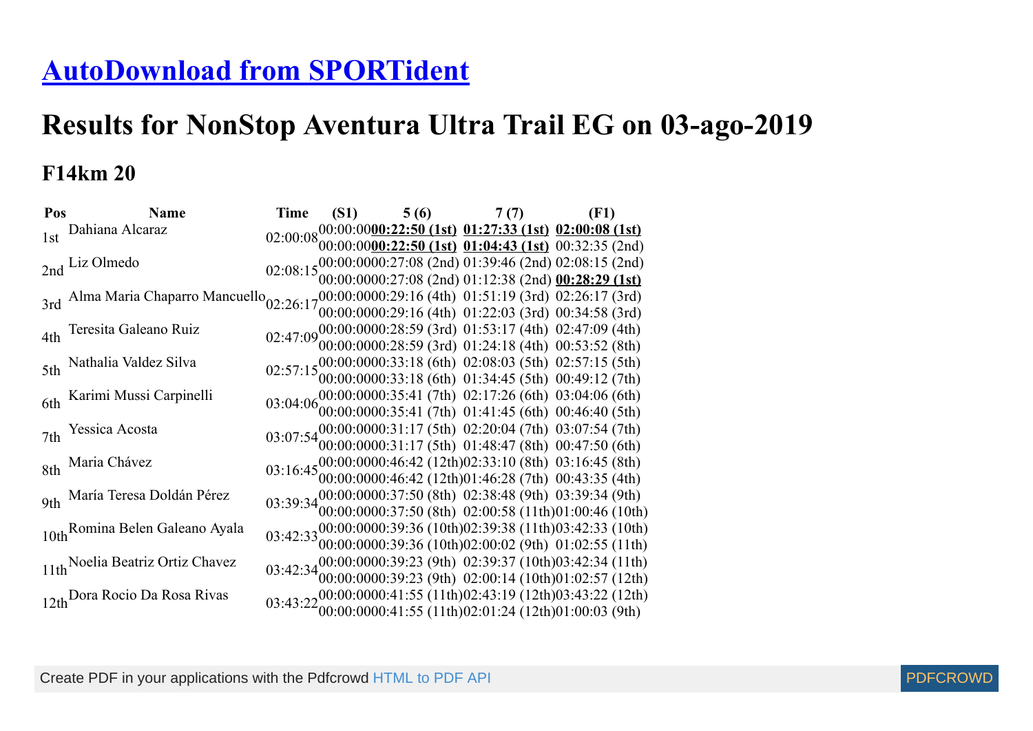# [AutoDownload from SPORTident]()

# Results for NonStop Aventura Ultra Trail EG on 03-ago-2019

## F14km 20

| Pos | Name | Time | (S1) | 5 (6) | 7 (7) | (F1) |
|---|---|---|---|---|---|---|
| 1st | Dahiana Alcaraz | 02:00:08 | 00:00:00 | **00:22:50 (1st)** | **01:27:33 (1st)** | **02:00:08 (1st)** |
| | | | 00:00:00 | **00:22:50 (1st)** | **01:04:43 (1st)** | 00:32:35 (2nd) |
| 2nd | Liz Olmedo | 02:08:15 | 00:00:00 | 00:27:08 (2nd) | 01:39:46 (2nd) | 02:08:15 (2nd) |
| | | | 00:00:00 | 00:27:08 (2nd) | 01:12:38 (2nd) | **00:28:29 (1st)** |
| 3rd | Alma Maria Chaparro Mancuello | 02:26:17 | 00:00:00 | 00:29:16 (4th) | 01:51:19 (3rd) | 02:26:17 (3rd) |
| | | | 00:00:00 | 00:29:16 (4th) | 01:22:03 (3rd) | 00:34:58 (3rd) |
| 4th | Teresita Galeano Ruiz | 02:47:09 | 00:00:00 | 00:28:59 (3rd) | 01:53:17 (4th) | 02:47:09 (4th) |
| | | | 00:00:00 | 00:28:59 (3rd) | 01:24:18 (4th) | 00:53:52 (8th) |
| 5th | Nathalia Valdez Silva | 02:57:15 | 00:00:00 | 00:33:18 (6th) | 02:08:03 (5th) | 02:57:15 (5th) |
| | | | 00:00:00 | 00:33:18 (6th) | 01:34:45 (5th) | 00:49:12 (7th) |
| 6th | Karimi Mussi Carpinelli | 03:04:06 | 00:00:00 | 00:35:41 (7th) | 02:17:26 (6th) | 03:04:06 (6th) |
| | | | 00:00:00 | 00:35:41 (7th) | 01:41:45 (6th) | 00:46:40 (5th) |
| 7th | Yessica Acosta | 03:07:54 | 00:00:00 | 00:31:17 (5th) | 02:20:04 (7th) | 03:07:54 (7th) |
| | | | 00:00:00 | 00:31:17 (5th) | 01:48:47 (8th) | 00:47:50 (6th) |
| 8th | Maria Chávez | 03:16:45 | 00:00:00 | 00:46:42 (12th) | 02:33:10 (8th) | 03:16:45 (8th) |
| | | | 00:00:00 | 00:46:42 (12th) | 01:46:28 (7th) | 00:43:35 (4th) |
| 9th | María Teresa Doldán Pérez | 03:39:34 | 00:00:00 | 00:37:50 (8th) | 02:38:48 (9th) | 03:39:34 (9th) |
| | | | 00:00:00 | 00:37:50 (8th) | 02:00:58 (11th) | 01:00:46 (10th) |
| 10th | Romina Belen Galeano Ayala | 03:42:33 | 00:00:00 | 00:39:36 (10th) | 02:39:38 (11th) | 03:42:33 (10th) |
| | | | 00:00:00 | 00:39:36 (10th) | 02:00:02 (9th) | 01:02:55 (11th) |
| 11th | Noelia Beatriz Ortiz Chavez | 03:42:34 | 00:00:00 | 00:39:23 (9th) | 02:39:37 (10th) | 03:42:34 (11th) |
| | | | 00:00:00 | 00:39:23 (9th) | 02:00:14 (10th) | 01:02:57 (12th) |
| 12th | Dora Rocio Da Rosa Rivas | 03:43:22 | 00:00:00 | 00:41:55 (11th) | 02:43:19 (12th) | 03:43:22 (12th) |
| | | | 00:00:00 | 00:41:55 (11th) | 02:01:24 (12th) | 01:00:03 (9th) |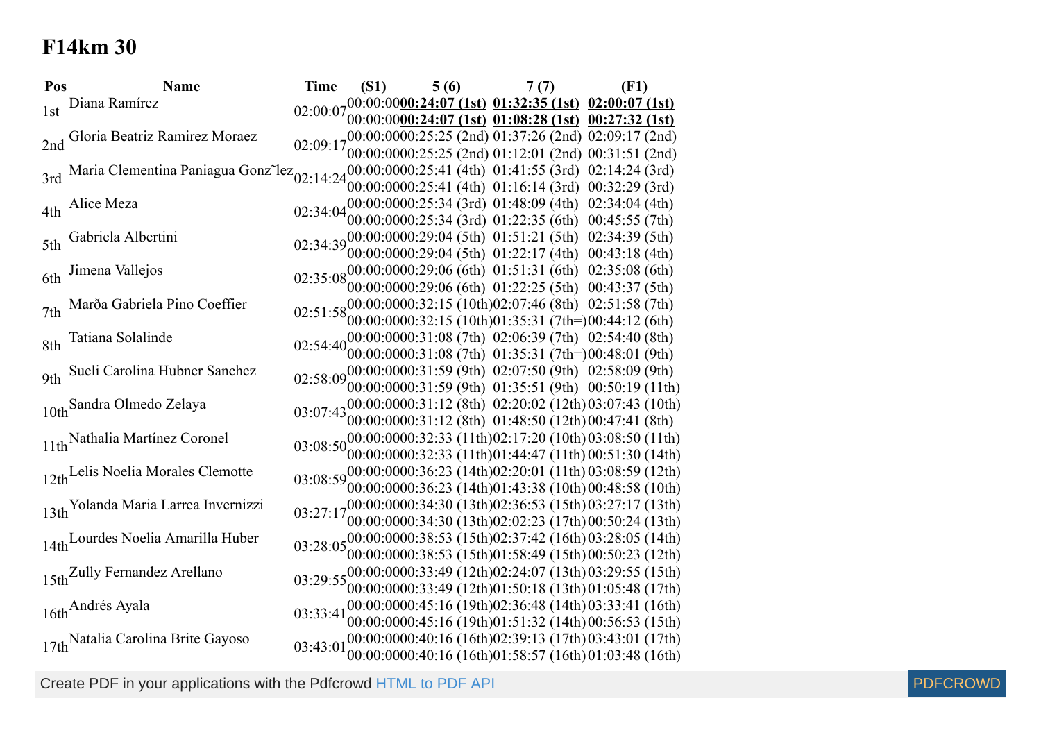# F14km 30

| Pos | Name | Time | (S1) | 5 (6) | 7 (7) | (F1) |
|---|---|---|---|---|---|---|
| 1st | Diana Ramírez | 02:00:07 | 00:00:00<br>00:00:00 | **00:24:07 (1st)**<br>**00:24:07 (1st)** | **01:32:35 (1st)**<br>**01:08:28 (1st)** | **02:00:07 (1st)**<br>**00:27:32 (1st)** |
| 2nd | Gloria Beatriz Ramirez Moraez | 02:09:17 | 00:00:00<br>00:00:00 | 00:25:25 (2nd)<br>00:25:25 (2nd) | 01:37:26 (2nd)<br>01:12:01 (2nd) | 02:09:17 (2nd)<br>00:31:51 (2nd) |
| 3rd | Maria Clementina Paniagua Gonz˜lez | 02:14:24 | 00:00:00<br>00:00:00 | 00:25:41 (4th)<br>00:25:41 (4th) | 01:41:55 (3rd)<br>01:16:14 (3rd) | 02:14:24 (3rd)<br>00:32:29 (3rd) |
| 4th | Alice Meza | 02:34:04 | 00:00:00<br>00:00:00 | 00:25:34 (3rd)<br>00:25:34 (3rd) | 01:48:09 (4th)<br>01:22:35 (6th) | 02:34:04 (4th)<br>00:45:55 (7th) |
| 5th | Gabriela Albertini | 02:34:39 | 00:00:00<br>00:00:00 | 00:29:04 (5th)<br>00:29:04 (5th) | 01:51:21 (5th)<br>01:22:17 (4th) | 02:34:39 (5th)<br>00:43:18 (4th) |
| 6th | Jimena Vallejos | 02:35:08 | 00:00:00<br>00:00:00 | 00:29:06 (6th)<br>00:29:06 (6th) | 01:51:31 (6th)<br>01:22:25 (5th) | 02:35:08 (6th)<br>00:43:37 (5th) |
| 7th | Marða Gabriela Pino Coeffier | 02:51:58 | 00:00:00<br>00:00:00 | 00:32:15 (10th)<br>00:32:15 (10th) | 02:07:46 (8th)<br>01:35:31 (7th=) | 02:51:58 (7th)<br>00:44:12 (6th) |
| 8th | Tatiana Solalinde | 02:54:40 | 00:00:00<br>00:00:00 | 00:31:08 (7th)<br>00:31:08 (7th) | 02:06:39 (7th)<br>01:35:31 (7th=) | 02:54:40 (8th)<br>00:48:01 (9th) |
| 9th | Sueli Carolina Hubner Sanchez | 02:58:09 | 00:00:00<br>00:00:00 | 00:31:59 (9th)<br>00:31:59 (9th) | 02:07:50 (9th)<br>01:35:51 (9th) | 02:58:09 (9th)<br>00:50:19 (11th) |
| 10th | Sandra Olmedo Zelaya | 03:07:43 | 00:00:00<br>00:00:00 | 00:31:12 (8th)<br>00:31:12 (8th) | 02:20:02 (12th)<br>01:48:50 (12th) | 03:07:43 (10th)<br>00:47:41 (8th) |
| 11th | Nathalia Martínez Coronel | 03:08:50 | 00:00:00<br>00:00:00 | 00:32:33 (11th)<br>00:32:33 (11th) | 02:17:20 (10th)<br>01:44:47 (11th) | 03:08:50 (11th)<br>00:51:30 (14th) |
| 12th | Lelis Noelia Morales Clemotte | 03:08:59 | 00:00:00<br>00:00:00 | 00:36:23 (14th)<br>00:36:23 (14th) | 02:20:01 (11th)<br>01:43:38 (10th) | 03:08:59 (12th)<br>00:48:58 (10th) |
| 13th | Yolanda Maria Larrea Invernizzi | 03:27:17 | 00:00:00<br>00:00:00 | 00:34:30 (13th)<br>00:34:30 (13th) | 02:36:53 (15th)<br>02:02:23 (17th) | 03:27:17 (13th)<br>00:50:24 (13th) |
| 14th | Lourdes Noelia Amarilla Huber | 03:28:05 | 00:00:00<br>00:00:00 | 00:38:53 (15th)<br>00:38:53 (15th) | 02:37:42 (16th)<br>01:58:49 (15th) | 03:28:05 (14th)<br>00:50:23 (12th) |
| 15th | Zully Fernandez Arellano | 03:29:55 | 00:00:00<br>00:00:00 | 00:33:49 (12th)<br>00:33:49 (12th) | 02:24:07 (13th)<br>01:50:18 (13th) | 03:29:55 (15th)<br>01:05:48 (17th) |
| 16th | Andrés Ayala | 03:33:41 | 00:00:00<br>00:00:00 | 00:45:16 (19th)<br>00:45:16 (19th) | 02:36:48 (14th)<br>01:51:32 (14th) | 03:33:41 (16th)<br>00:56:53 (15th) |
| 17th | Natalia Carolina Brite Gayoso | 03:43:01 | 00:00:00<br>00:00:00 | 00:40:16 (16th)<br>00:40:16 (16th) | 02:39:13 (17th)<br>01:58:57 (16th) | 03:43:01 (17th)<br>01:03:48 (16th) |

Create PDF in your applications with the Pdfcrowd HTML to PDF API PDFCROWD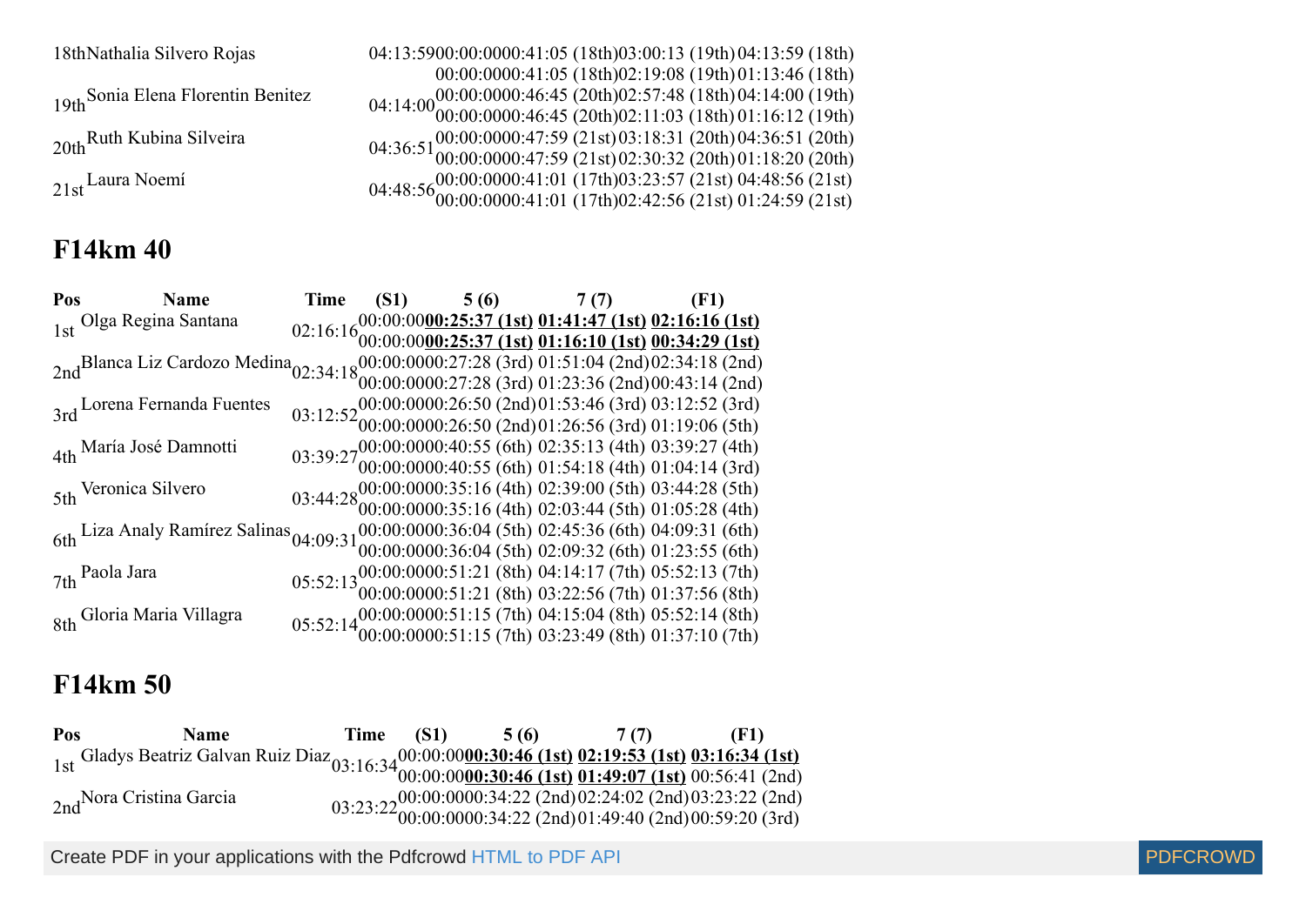| Pos | Name | Time | (S1) | 5 (6) | 7 (7) | (F1) |
|---|---|---|---|---|---|---|
| 18th | Nathalia Silvero Rojas | 04:13:59 | 00:00:00 | 00:41:05 (18th) | 03:00:13 (19th) | 04:13:59 (18th) |
| | | | 00:00:00 | 00:41:05 (18th) | 02:19:08 (19th) | 01:13:46 (18th) |
| 19th | Sonia Elena Florentin Benitez | 04:14:00 | 00:00:00 | 00:46:45 (20th) | 02:57:48 (18th) | 04:14:00 (19th) |
| | | | 00:00:00 | 00:46:45 (20th) | 02:11:03 (18th) | 01:16:12 (19th) |
| 20th | Ruth Kubina Silveira | 04:36:51 | 00:00:00 | 00:47:59 (21st) | 03:18:31 (20th) | 04:36:51 (20th) |
| | | | 00:00:00 | 00:47:59 (21st) | 02:30:32 (20th) | 01:18:20 (20th) |
| 21st | Laura Noemí | 04:48:56 | 00:00:00 | 00:41:01 (17th) | 03:23:57 (21st) | 04:48:56 (21st) |
| | | | 00:00:00 | 00:41:01 (17th) | 02:42:56 (21st) | 01:24:59 (21st) |

## F14km 40

| Pos | Name | Time | (S1) | 5 (6) | 7 (7) | (F1) |
|---|---|---|---|---|---|---|
| 1st | Olga Regina Santana | 02:16:16 | 00:00:00 | **00:25:37 (1st)** | **01:41:47 (1st)** | **02:16:16 (1st)** |
| | | | 00:00:00 | **00:25:37 (1st)** | **01:16:10 (1st)** | **00:34:29 (1st)** |
| 2nd | Blanca Liz Cardozo Medina | 02:34:18 | 00:00:00 | 00:27:28 (3rd) | 01:51:04 (2nd) | 02:34:18 (2nd) |
| | | | 00:00:00 | 00:27:28 (3rd) | 01:23:36 (2nd) | 00:43:14 (2nd) |
| 3rd | Lorena Fernanda Fuentes | 03:12:52 | 00:00:00 | 00:26:50 (2nd) | 01:53:46 (3rd) | 03:12:52 (3rd) |
| | | | 00:00:00 | 00:26:50 (2nd) | 01:26:56 (3rd) | 01:19:06 (5th) |
| 4th | María José Damnotti | 03:39:27 | 00:00:00 | 00:40:55 (6th) | 02:35:13 (4th) | 03:39:27 (4th) |
| | | | 00:00:00 | 00:40:55 (6th) | 01:54:18 (4th) | 01:04:14 (3rd) |
| 5th | Veronica Silvero | 03:44:28 | 00:00:00 | 00:35:16 (4th) | 02:39:00 (5th) | 03:44:28 (5th) |
| | | | 00:00:00 | 00:35:16 (4th) | 02:03:44 (5th) | 01:05:28 (4th) |
| 6th | Liza Analy Ramírez Salinas | 04:09:31 | 00:00:00 | 00:36:04 (5th) | 02:45:36 (6th) | 04:09:31 (6th) |
| | | | 00:00:00 | 00:36:04 (5th) | 02:09:32 (6th) | 01:23:55 (6th) |
| 7th | Paola Jara | 05:52:13 | 00:00:00 | 00:51:21 (8th) | 04:14:17 (7th) | 05:52:13 (7th) |
| | | | 00:00:00 | 00:51:21 (8th) | 03:22:56 (7th) | 01:37:56 (8th) |
| 8th | Gloria Maria Villagra | 05:52:14 | 00:00:00 | 00:51:15 (7th) | 04:15:04 (8th) | 05:52:14 (8th) |
| | | | 00:00:00 | 00:51:15 (7th) | 03:23:49 (8th) | 01:37:10 (7th) |

## F14km 50

| Pos | Name | Time | (S1) | 5 (6) | 7 (7) | (F1) |
|---|---|---|---|---|---|---|
| 1st | Gladys Beatriz Galvan Ruiz Diaz | 03:16:34 | 00:00:00 | **00:30:46 (1st)** | **02:19:53 (1st)** | **03:16:34 (1st)** |
| | | | 00:00:00 | **00:30:46 (1st)** | **01:49:07 (1st)** | 00:56:41 (2nd) |
| 2nd | Nora Cristina Garcia | 03:23:22 | 00:00:00 | 00:34:22 (2nd) | 02:24:02 (2nd) | 03:23:22 (2nd) |
| | | | 00:00:00 | 00:34:22 (2nd) | 01:49:40 (2nd) | 00:59:20 (3rd) |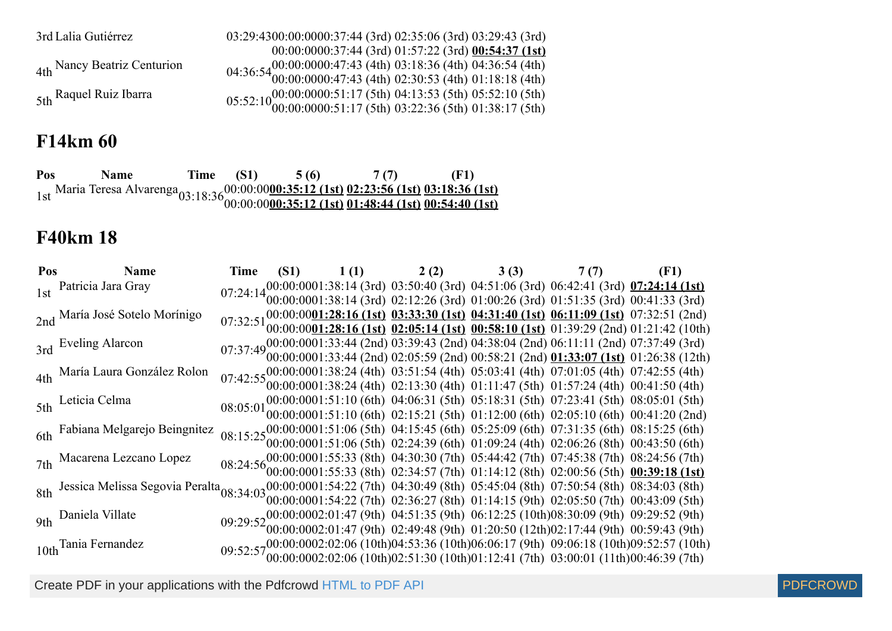| Pos | Name | Time | (S1) | | | |
|---|---|---|---|---|---|---|
| 3rd | Lalia Gutiérrez | 03:29:43 | 00:00:00 | 00:37:44 (3rd) | 02:35:06 (3rd) | 03:29:43 (3rd) |
| | | | 00:00:00 | 00:37:44 (3rd) | 01:57:22 (3rd) | **00:54:37 (1st)** |
| 4th | Nancy Beatriz Centurion | 04:36:54 | 00:00:00 | 00:47:43 (4th) | 03:18:36 (4th) | 04:36:54 (4th) |
| | | | 00:00:00 | 00:47:43 (4th) | 02:30:53 (4th) | 01:18:18 (4th) |
| 5th | Raquel Ruiz Ibarra | 05:52:10 | 00:00:00 | 00:51:17 (5th) | 04:13:53 (5th) | 05:52:10 (5th) |
| | | | 00:00:00 | 00:51:17 (5th) | 03:22:36 (5th) | 01:38:17 (5th) |

## F14km 60

| Pos | Name | Time | (S1) | 5 (6) | 7 (7) | (F1) |
|---|---|---|---|---|---|---|
| 1st | Maria Teresa Alvarenga | 03:18:36 | 00:00:00 | **00:35:12 (1st)** | **02:23:56 (1st)** | **03:18:36 (1st)** |
| | | | 00:00:00 | **00:35:12 (1st)** | **01:48:44 (1st)** | **00:54:40 (1st)** |

## F40km 18

| Pos | Name | Time | (S1) | 1 (1) | 2 (2) | 3 (3) | 7 (7) | (F1) |
|---|---|---|---|---|---|---|---|---|
| 1st | Patricia Jara Gray | 07:24:14 | 00:00:00 | 01:38:14 (3rd) | 03:50:40 (3rd) | 04:51:06 (3rd) | 06:42:41 (3rd) | **07:24:14 (1st)** |
| | | | 00:00:00 | 01:38:14 (3rd) | 02:12:26 (3rd) | 01:00:26 (3rd) | 01:51:35 (3rd) | 00:41:33 (3rd) |
| 2nd | María José Sotelo Morínigo | 07:32:51 | 00:00:00 | **01:28:16 (1st)** | **03:33:30 (1st)** | **04:31:40 (1st)** | **06:11:09 (1st)** | 07:32:51 (2nd) |
| | | | 00:00:00 | **01:28:16 (1st)** | **02:05:14 (1st)** | **00:58:10 (1st)** | 01:39:29 (2nd) | 01:21:42 (10th) |
| 3rd | Eveling Alarcon | 07:37:49 | 00:00:00 | 01:33:44 (2nd) | 03:39:43 (2nd) | 04:38:04 (2nd) | 06:11:11 (2nd) | 07:37:49 (3rd) |
| | | | 00:00:00 | 01:33:44 (2nd) | 02:05:59 (2nd) | 00:58:21 (2nd) | **01:33:07 (1st)** | 01:26:38 (12th) |
| 4th | María Laura González Rolon | 07:42:55 | 00:00:00 | 01:38:24 (4th) | 03:51:54 (4th) | 05:03:41 (4th) | 07:01:05 (4th) | 07:42:55 (4th) |
| | | | 00:00:00 | 01:38:24 (4th) | 02:13:30 (4th) | 01:11:47 (5th) | 01:57:24 (4th) | 00:41:50 (4th) |
| 5th | Leticia Celma | 08:05:01 | 00:00:00 | 01:51:10 (6th) | 04:06:31 (5th) | 05:18:31 (5th) | 07:23:41 (5th) | 08:05:01 (5th) |
| | | | 00:00:00 | 01:51:10 (6th) | 02:15:21 (5th) | 01:12:00 (6th) | 02:05:10 (6th) | 00:41:20 (2nd) |
| 6th | Fabiana Melgarejo Beingnitez | 08:15:25 | 00:00:00 | 01:51:06 (5th) | 04:15:45 (6th) | 05:25:09 (6th) | 07:31:35 (6th) | 08:15:25 (6th) |
| | | | 00:00:00 | 01:51:06 (5th) | 02:24:39 (6th) | 01:09:24 (4th) | 02:06:26 (8th) | 00:43:50 (6th) |
| 7th | Macarena Lezcano Lopez | 08:24:56 | 00:00:00 | 01:55:33 (8th) | 04:30:30 (7th) | 05:44:42 (7th) | 07:45:38 (7th) | 08:24:56 (7th) |
| | | | 00:00:00 | 01:55:33 (8th) | 02:34:57 (7th) | 01:14:12 (8th) | 02:00:56 (5th) | **00:39:18 (1st)** |
| 8th | Jessica Melissa Segovia Peralta | 08:34:03 | 00:00:00 | 01:54:22 (7th) | 04:30:49 (8th) | 05:45:04 (8th) | 07:50:54 (8th) | 08:34:03 (8th) |
| | | | 00:00:00 | 01:54:22 (7th) | 02:36:27 (8th) | 01:14:15 (9th) | 02:05:50 (7th) | 00:43:09 (5th) |
| 9th | Daniela Villate | 09:29:52 | 00:00:00 | 02:01:47 (9th) | 04:51:35 (9th) | 06:12:25 (10th) | 08:30:09 (9th) | 09:29:52 (9th) |
| | | | 00:00:00 | 02:01:47 (9th) | 02:49:48 (9th) | 01:20:50 (12th) | 02:17:44 (9th) | 00:59:43 (9th) |
| 10th | Tania Fernandez | 09:52:57 | 00:00:00 | 02:02:06 (10th) | 04:53:36 (10th) | 06:06:17 (9th) | 09:06:18 (10th) | 09:52:57 (10th) |
| | | | 00:00:00 | 02:02:06 (10th) | 02:51:30 (10th) | 01:12:41 (7th) | 03:00:01 (11th) | 00:46:39 (7th) |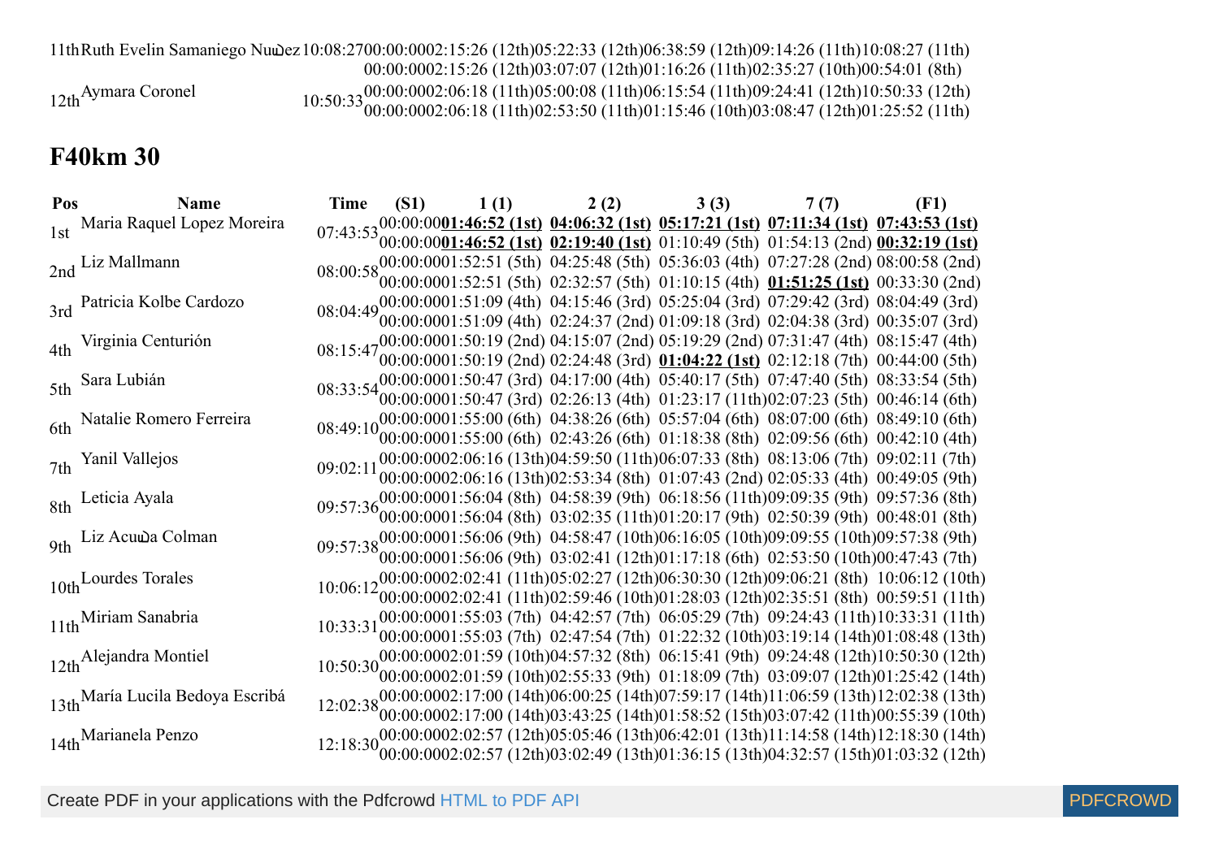| Pos | Name | Time | (S1) | 1 (1) | 2 (2) | 3 (3) | 7 (7) | (F1) |
|---|---|---|---|---|---|---|---|---|
| 11th | Ruth Evelin Samaniego Nuñez | 10:08:27 | 00:00:00 | 02:15:26 (12th) | 05:22:33 (12th) | 06:38:59 (12th) | 09:14:26 (11th) | 10:08:27 (11th) |
| | | | 00:00:00 | 02:15:26 (12th) | 03:07:07 (12th) | 01:16:26 (11th) | 02:35:27 (10th) | 00:54:01 (8th) |
| 12th | Aymara Coronel | 10:50:33 | 00:00:00 | 02:06:18 (11th) | 05:00:08 (11th) | 06:15:54 (11th) | 09:24:41 (12th) | 10:50:33 (12th) |
| | | | 00:00:00 | 02:06:18 (11th) | 02:53:50 (11th) | 01:15:46 (10th) | 03:08:47 (12th) | 01:25:52 (11th) |

## F40km 30

| Pos | Name | Time | (S1) | 1 (1) | 2 (2) | 3 (3) | 7 (7) | (F1) |
|---|---|---|---|---|---|---|---|---|
| 1st | Maria Raquel Lopez Moreira | 07:43:53 | 00:00:00 | **01:46:52 (1st)** | **04:06:32 (1st)** | **05:17:21 (1st)** | **07:11:34 (1st)** | **07:43:53 (1st)** |
| | | | 00:00:00 | **01:46:52 (1st)** | **02:19:40 (1st)** | 01:10:49 (5th) | 01:54:13 (2nd) | **00:32:19 (1st)** |
| 2nd | Liz Mallmann | 08:00:58 | 00:00:00 | 01:52:51 (5th) | 04:25:48 (5th) | 05:36:03 (4th) | 07:27:28 (2nd) | 08:00:58 (2nd) |
| | | | 00:00:00 | 01:52:51 (5th) | 02:32:57 (5th) | 01:10:15 (4th) | **01:51:25 (1st)** | 00:33:30 (2nd) |
| 3rd | Patricia Kolbe Cardozo | 08:04:49 | 00:00:00 | 01:51:09 (4th) | 04:15:46 (3rd) | 05:25:04 (3rd) | 07:29:42 (3rd) | 08:04:49 (3rd) |
| | | | 00:00:00 | 01:51:09 (4th) | 02:24:37 (2nd) | 01:09:18 (3rd) | 02:04:38 (3rd) | 00:35:07 (3rd) |
| 4th | Virginia Centurión | 08:15:47 | 00:00:00 | 01:50:19 (2nd) | 04:15:07 (2nd) | 05:19:29 (2nd) | 07:31:47 (4th) | 08:15:47 (4th) |
| | | | 00:00:00 | 01:50:19 (2nd) | 02:24:48 (3rd) | **01:04:22 (1st)** | 02:12:18 (7th) | 00:44:00 (5th) |
| 5th | Sara Lubián | 08:33:54 | 00:00:00 | 01:50:47 (3rd) | 04:17:00 (4th) | 05:40:17 (5th) | 07:47:40 (5th) | 08:33:54 (5th) |
| | | | 00:00:00 | 01:50:47 (3rd) | 02:26:13 (4th) | 01:23:17 (11th) | 02:07:23 (5th) | 00:46:14 (6th) |
| 6th | Natalie Romero Ferreira | 08:49:10 | 00:00:00 | 01:55:00 (6th) | 04:38:26 (6th) | 05:57:04 (6th) | 08:07:00 (6th) | 08:49:10 (6th) |
| | | | 00:00:00 | 01:55:00 (6th) | 02:43:26 (6th) | 01:18:38 (8th) | 02:09:56 (6th) | 00:42:10 (4th) |
| 7th | Yanil Vallejos | 09:02:11 | 00:00:00 | 02:06:16 (13th) | 04:59:50 (11th) | 06:07:33 (8th) | 08:13:06 (7th) | 09:02:11 (7th) |
| | | | 00:00:00 | 02:06:16 (13th) | 02:53:34 (8th) | 01:07:43 (2nd) | 02:05:33 (4th) | 00:49:05 (9th) |
| 8th | Leticia Ayala | 09:57:36 | 00:00:00 | 01:56:04 (8th) | 04:58:39 (9th) | 06:18:56 (11th) | 09:09:35 (9th) | 09:57:36 (8th) |
| | | | 00:00:00 | 01:56:04 (8th) | 03:02:35 (11th) | 01:20:17 (9th) | 02:50:39 (9th) | 00:48:01 (8th) |
| 9th | Liz Acuña Colman | 09:57:38 | 00:00:00 | 01:56:06 (9th) | 04:58:47 (10th) | 06:16:05 (10th) | 09:09:55 (10th) | 09:57:38 (9th) |
| | | | 00:00:00 | 01:56:06 (9th) | 03:02:41 (12th) | 01:17:18 (6th) | 02:53:50 (10th) | 00:47:43 (7th) |
| 10th | Lourdes Torales | 10:06:12 | 00:00:00 | 02:02:41 (11th) | 05:02:27 (12th) | 06:30:30 (12th) | 09:06:21 (8th) | 10:06:12 (10th) |
| | | | 00:00:00 | 02:02:41 (11th) | 02:59:46 (10th) | 01:28:03 (12th) | 02:35:51 (8th) | 00:59:51 (11th) |
| 11th | Miriam Sanabria | 10:33:31 | 00:00:00 | 01:55:03 (7th) | 04:42:57 (7th) | 06:05:29 (7th) | 09:24:43 (11th) | 10:33:31 (11th) |
| | | | 00:00:00 | 01:55:03 (7th) | 02:47:54 (7th) | 01:22:32 (10th) | 03:19:14 (14th) | 01:08:48 (13th) |
| 12th | Alejandra Montiel | 10:50:30 | 00:00:00 | 02:01:59 (10th) | 04:57:32 (8th) | 06:15:41 (9th) | 09:24:48 (12th) | 10:50:30 (12th) |
| | | | 00:00:00 | 02:01:59 (10th) | 02:55:33 (9th) | 01:18:09 (7th) | 03:09:07 (12th) | 01:25:42 (14th) |
| 13th | María Lucila Bedoya Escribá | 12:02:38 | 00:00:00 | 02:17:00 (14th) | 06:00:25 (14th) | 07:59:17 (14th) | 11:06:59 (13th) | 12:02:38 (13th) |
| | | | 00:00:00 | 02:17:00 (14th) | 03:43:25 (14th) | 01:58:52 (15th) | 03:07:42 (11th) | 00:55:39 (10th) |
| 14th | Marianela Penzo | 12:18:30 | 00:00:00 | 02:02:57 (12th) | 05:05:46 (13th) | 06:42:01 (13th) | 11:14:58 (14th) | 12:18:30 (14th) |
| | | | 00:00:00 | 02:02:57 (12th) | 03:02:49 (13th) | 01:36:15 (13th) | 04:32:57 (15th) | 01:03:32 (12th) |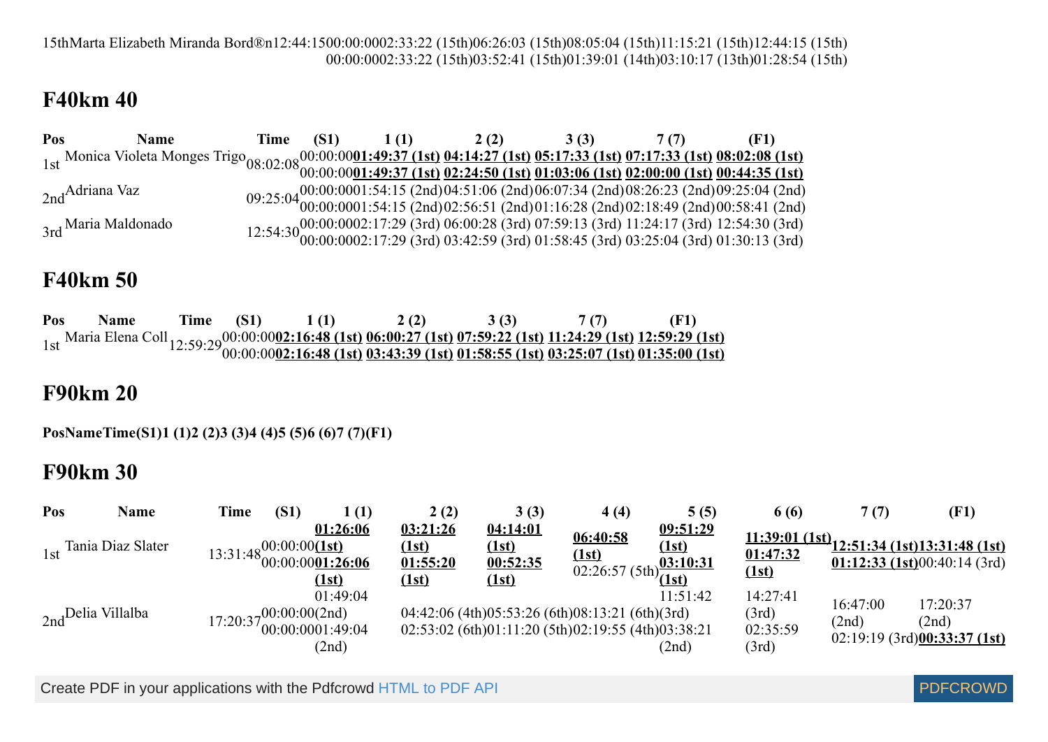15thMarta Elizabeth Miranda Bord®n12:44:1500:00:0002:33:22 (15th)06:26:03 (15th)08:05:04 (15th)11:15:21 (15th)12:44:15 (15th)
00:00:0002:33:22 (15th)03:52:41 (15th)01:39:01 (14th)03:10:17 (13th)01:28:54 (15th)

## F40km 40

| Pos | Name | Time | (S1) | 1 (1) | 2 (2) | 3 (3) | 7 (7) | (F1) |
|---|---|---|---|---|---|---|---|---|
| 1st | Monica Violeta Monges Trigo | 08:02:08 | 00:00:00<br>00:00:00 | **01:49:37 (1st)**<br>**01:49:37 (1st)** | **04:14:27 (1st)**<br>**02:24:50 (1st)** | **05:17:33 (1st)**<br>**01:03:06 (1st)** | **07:17:33 (1st)**<br>**02:00:00 (1st)** | **08:02:08 (1st)**<br>**00:44:35 (1st)** |
| 2nd | Adriana Vaz | 09:25:04 | 00:00:00<br>00:00:00 | 01:54:15 (2nd)<br>01:54:15 (2nd) | 04:51:06 (2nd)<br>02:56:51 (2nd) | 06:07:34 (2nd)<br>01:16:28 (2nd) | 08:26:23 (2nd)<br>02:18:49 (2nd) | 09:25:04 (2nd)<br>00:58:41 (2nd) |
| 3rd | Maria Maldonado | 12:54:30 | 00:00:00<br>00:00:00 | 02:17:29 (3rd)<br>02:17:29 (3rd) | 06:00:28 (3rd)<br>03:42:59 (3rd) | 07:59:13 (3rd)<br>01:58:45 (3rd) | 11:24:17 (3rd)<br>03:25:04 (3rd) | 12:54:30 (3rd)<br>01:30:13 (3rd) |

## F40km 50

| Pos | Name | Time | (S1) | 1 (1) | 2 (2) | 3 (3) | 7 (7) | (F1) |
|---|---|---|---|---|---|---|---|---|
| 1st | Maria Elena Coll | 12:59:29 | 00:00:00<br>00:00:00 | **02:16:48 (1st)**<br>**02:16:48 (1st)** | **06:00:27 (1st)**<br>**03:43:39 (1st)** | **07:59:22 (1st)**<br>**01:58:55 (1st)** | **11:24:29 (1st)**<br>**03:25:07 (1st)** | **12:59:29 (1st)**<br>**01:35:00 (1st)** |

## F90km 20

**PosNameTime(S1)1 (1)2 (2)3 (3)4 (4)5 (5)6 (6)7 (7)(F1)**

## F90km 30

| Pos | Name | Time | (S1) | 1 (1) | 2 (2) | 3 (3) | 4 (4) | 5 (5) | 6 (6) | 7 (7) | (F1) |
|---|---|---|---|---|---|---|---|---|---|---|---|
| 1st | Tania Diaz Slater | 13:31:48 | 00:00:00<br>00:00:00 | **01:26:06 (1st)**<br>**01:26:06 (1st)** | **03:21:26 (1st)**<br>**01:55:20 (1st)** | **04:14:01 (1st)**<br>**00:52:35 (1st)** | **06:40:58 (1st)**<br>02:26:57 (5th) | **09:51:29 (1st)**<br>**03:10:31 (1st)** | **11:39:01 (1st)**<br>**01:47:32 (1st)** | **12:51:34 (1st)**<br>**01:12:33 (1st)** | **13:31:48 (1st)**<br>00:40:14 (3rd) |
| 2nd | Delia Villalba | 17:20:37 | 00:00:00<br>00:00:00 | 01:49:04 (2nd)<br>01:49:04 (2nd) | 04:42:06 (4th)<br>02:53:02 (6th) | 05:53:26 (6th)<br>01:11:20 (5th) | 08:13:21 (6th)<br>02:19:55 (4th) | 11:51:42 (3rd)<br>03:38:21 (2nd) | 14:27:41 (3rd)<br>02:35:59 (3rd) | 16:47:00 (2nd)<br>02:19:19 (3rd) | 17:20:37 (2nd)<br>**00:33:37 (1st)** |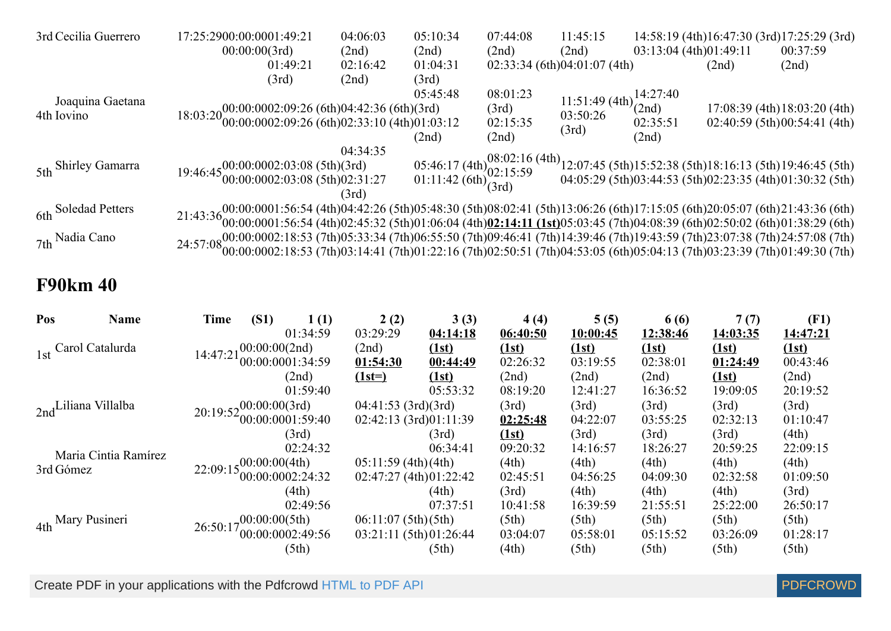| Pos | Name | Time | (S1) | 1 (1) | 2 (2) | 3 (3) | 4 (4) | 5 (5) | 6 (6) | 7 (7) | (F1) |
|---|---|---|---|---|---|---|---|---|---|---|---|
| 3rd | Cecilia Guerrero | 17:25:29 | 00:00:00 00:00:00 | 01:49:21 (3rd) 01:49:21 (3rd) | 04:06:03 (2nd) 02:16:42 (2nd) | 05:10:34 (2nd) 01:04:31 (3rd) | 07:44:08 (2nd) 02:33:34 (6th) | 11:45:15 (2nd) 04:01:07 (4th) | 14:58:19 (4th) 03:13:04 (4th) | 16:47:30 (3rd) 01:49:11 (2nd) | 17:25:29 (3rd) 00:37:59 (2nd) |
| 4th | Joaquina Gaetana Iovino | 18:03:20 | 00:00:00 00:00:00 | 02:09:26 (6th) 02:09:26 (6th) | 04:42:36 (6th) 02:33:10 (4th) | 05:45:48 (3rd) 01:03:12 (2nd) | 08:01:23 (3rd) 02:15:35 (2nd) | 11:51:49 (4th) 03:50:26 (3rd) | 14:27:40 (2nd) 02:35:51 (2nd) | 17:08:39 (4th) 02:40:59 (5th) | 18:03:20 (4th) 00:54:41 (4th) |
| 5th | Shirley Gamarra | 19:46:45 | 00:00:00 00:00:00 | 02:03:08 (5th) 02:03:08 (5th) | 04:34:35 (3rd) 02:31:27 (3rd) | 05:46:17 (4th) 01:11:42 (6th) | 08:02:16 (4th) 02:15:59 (3rd) | 12:07:45 (5th) 04:05:29 (5th) | 15:52:38 (5th) 03:44:53 (5th) | 18:16:13 (5th) 02:23:35 (4th) | 19:46:45 (5th) 01:30:32 (5th) |
| 6th | Soledad Petters | 21:43:36 | 00:00:00 00:00:00 | 01:56:54 (4th) 01:56:54 (4th) | 04:42:26 (5th) 02:45:32 (5th) | 05:48:30 (5th) 01:06:04 (4th) | 08:02:41 (5th) **02:14:11 (1st)** | 13:06:26 (6th) 05:03:45 (7th) | 17:15:05 (6th) 04:08:39 (6th) | 20:05:07 (6th) 02:50:02 (6th) | 21:43:36 (6th) 01:38:29 (6th) |
| 7th | Nadia Cano | 24:57:08 | 00:00:00 00:00:00 | 02:18:53 (7th) 02:18:53 (7th) | 05:33:34 (7th) 03:14:41 (7th) | 06:55:50 (7th) 01:22:16 (7th) | 09:46:41 (7th) 02:50:51 (7th) | 14:39:46 (7th) 04:53:05 (6th) | 19:43:59 (7th) 05:04:13 (7th) | 23:07:38 (7th) 03:23:39 (7th) | 24:57:08 (7th) 01:49:30 (7th) |

## F90km 40

| Pos | Name | Time | (S1) | 1 (1) | 2 (2) | 3 (3) | 4 (4) | 5 (5) | 6 (6) | 7 (7) | (F1) |
|---|---|---|---|---|---|---|---|---|---|---|---|
| 1st | Carol Catalurda | 14:47:21 | 00:00:00 00:00:00 | 01:34:59 (2nd) 01:34:59 (2nd) | 03:29:29 (2nd) **01:54:30 (1st=)** | **04:14:18 (1st)** **00:44:49 (1st)** | **06:40:50 (1st)** 02:26:32 (2nd) | **10:00:45 (1st)** 03:19:55 (2nd) | **12:38:46 (1st)** 02:38:01 (2nd) | **14:03:35 (1st)** **01:24:49 (1st)** | **14:47:21 (1st)** 00:43:46 (2nd) |
| 2nd | Liliana Villalba | 20:19:52 | 00:00:00 00:00:00 | 01:59:40 (3rd) 01:59:40 (3rd) | 04:41:53 (3rd) 02:42:13 (3rd) | 05:53:32 (3rd) 01:11:39 (3rd) | 08:19:20 (3rd) **02:25:48 (1st)** | 12:41:27 (3rd) 04:22:07 (3rd) | 16:36:52 (3rd) 03:55:25 (3rd) | 19:09:05 (3rd) 02:32:13 (3rd) | 20:19:52 (3rd) 01:10:47 (4th) |
| 3rd | Maria Cintia Ramírez Gómez | 22:09:15 | 00:00:00 00:00:00 | 02:24:32 (4th) 02:24:32 (4th) | 05:11:59 (4th) 02:47:27 (4th) | 06:34:41 (4th) 01:22:42 (4th) | 09:20:32 (4th) 02:45:51 (3rd) | 14:16:57 (4th) 04:56:25 (4th) | 18:26:27 (4th) 04:09:30 (4th) | 20:59:25 (4th) 02:32:58 (4th) | 22:09:15 (4th) 01:09:50 (3rd) |
| 4th | Mary Pusineri | 26:50:17 | 00:00:00 00:00:00 | 02:49:56 (5th) 02:49:56 (5th) | 06:11:07 (5th) 03:21:11 (5th) | 07:37:51 (5th) 01:26:44 (5th) | 10:41:58 (5th) 03:04:07 (4th) | 16:39:59 (5th) 05:58:01 (5th) | 21:55:51 (5th) 05:15:52 (5th) | 25:22:00 (5th) 03:26:09 (5th) | 26:50:17 (5th) 01:28:17 (5th) |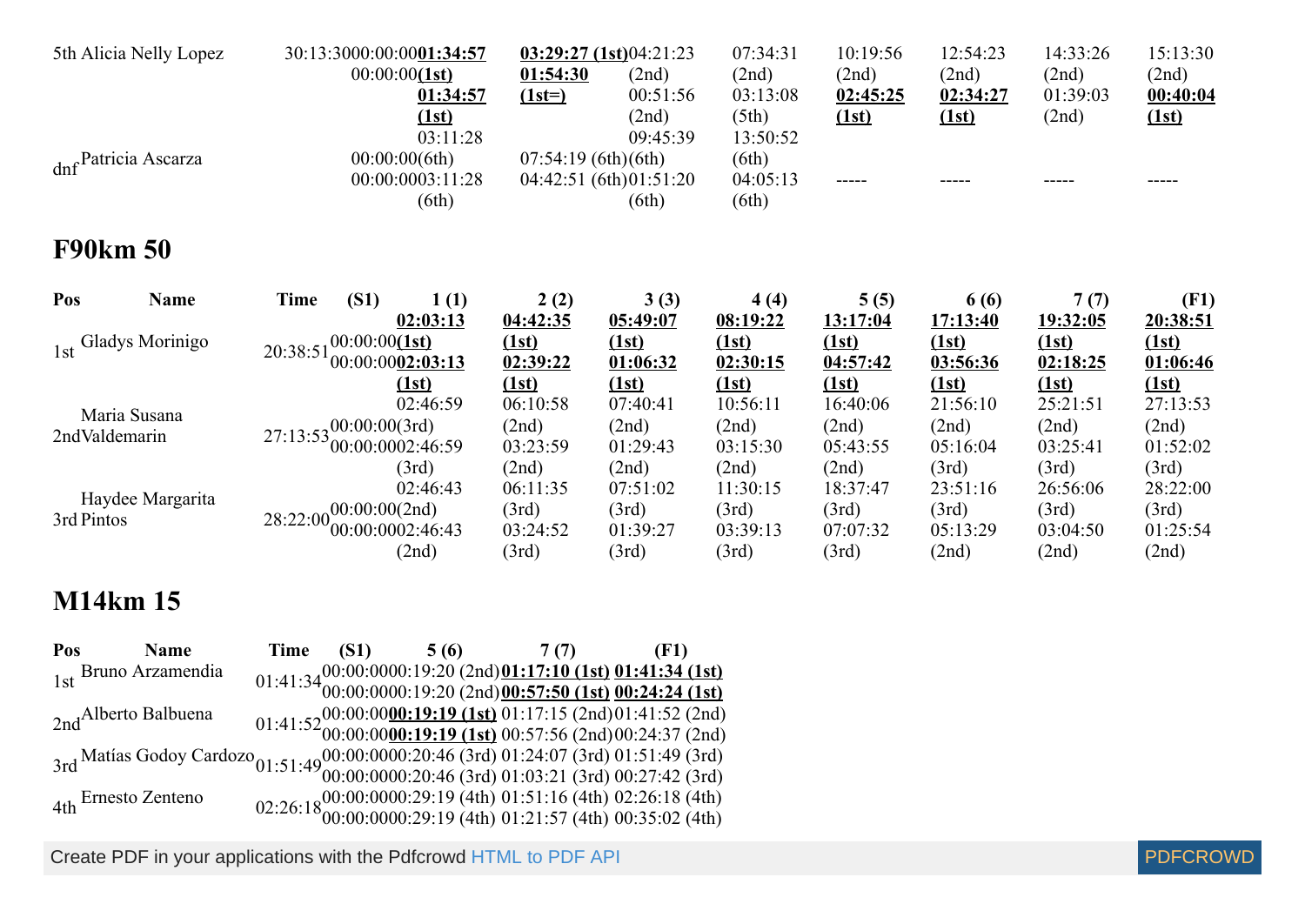| | | | | | | | | | | | |
|---|---|---|---|---|---|---|---|---|---|---|---|
| 5th | Alicia Nelly Lopez | 30:13:30 | 00:00:00 00:00:00 | **01:34:57 (1st)** **01:34:57 (1st)** | **03:29:27 (1st)** **01:54:30 (1st=)** | 04:21:23 (2nd) 00:51:56 (2nd) | 07:34:31 (2nd) 03:13:08 (5th) | 10:19:56 (2nd) **02:45:25 (1st)** | 12:54:23 (2nd) **02:34:27 (1st)** | 14:33:26 (2nd) 01:39:03 (2nd) | 15:13:30 (2nd) **00:40:04 (1st)** |
| dnf | Patricia Ascarza | | 00:00:00 00:00:00 | 03:11:28 (6th) 03:11:28 (6th) | 07:54:19 (6th) 04:42:51 (6th) | 09:45:39 (6th) 01:51:20 (6th) | 13:50:52 (6th) 04:05:13 (6th) | ----- | ----- | ----- | ----- |

## F90km 50

| Pos | Name | Time | (S1) | 1 (1) | 2 (2) | 3 (3) | 4 (4) | 5 (5) | 6 (6) | 7 (7) | (F1) |
|---|---|---|---|---|---|---|---|---|---|---|---|
| 1st | Gladys Morinigo | 20:38:51 | 00:00:00 00:00:00 | **02:03:13 (1st)** **02:03:13 (1st)** | **04:42:35 (1st)** **02:39:22 (1st)** | **05:49:07 (1st)** **01:06:32 (1st)** | **08:19:22 (1st)** **02:30:15 (1st)** | **13:17:04 (1st)** **04:57:42 (1st)** | **17:13:40 (1st)** **03:56:36 (1st)** | **19:32:05 (1st)** **02:18:25 (1st)** | **20:38:51 (1st)** **01:06:46 (1st)** |
| 2nd | Maria Susana Valdemarin | 27:13:53 | 00:00:00 00:00:00 | 02:46:59 (3rd) 02:46:59 (3rd) | 06:10:58 (2nd) 03:23:59 (2nd) | 07:40:41 (2nd) 01:29:43 (2nd) | 10:56:11 (2nd) 03:15:30 (2nd) | 16:40:06 (2nd) 05:43:55 (2nd) | 21:56:10 (2nd) 05:16:04 (3rd) | 25:21:51 (2nd) 03:25:41 (3rd) | 27:13:53 (2nd) 01:52:02 (3rd) |
| 3rd | Haydee Margarita Pintos | 28:22:00 | 00:00:00 00:00:00 | 02:46:43 (2nd) 02:46:43 (2nd) | 06:11:35 (3rd) 03:24:52 (3rd) | 07:51:02 (3rd) 01:39:27 (3rd) | 11:30:15 (3rd) 03:39:13 (3rd) | 18:37:47 (3rd) 07:07:32 (3rd) | 23:51:16 (3rd) 05:13:29 (2nd) | 26:56:06 (3rd) 03:04:50 (2nd) | 28:22:00 (3rd) 01:25:54 (2nd) |

## M14km 15

| Pos | Name | Time | (S1) | 5 (6) | 7 (7) | (F1) |
|---|---|---|---|---|---|---|
| 1st | Bruno Arzamendia | 01:41:34 | 00:00:00 00:00:00 | 00:19:20 (2nd) 00:19:20 (2nd) | **01:17:10 (1st)** **00:57:50 (1st)** | **01:41:34 (1st)** **00:24:24 (1st)** |
| 2nd | Alberto Balbuena | 01:41:52 | 00:00:00 00:00:00 | **00:19:19 (1st)** **00:19:19 (1st)** | 01:17:15 (2nd) 00:57:56 (2nd) | 01:41:52 (2nd) 00:24:37 (2nd) |
| 3rd | Matías Godoy Cardozo | 01:51:49 | 00:00:00 00:00:00 | 00:20:46 (3rd) 00:20:46 (3rd) | 01:24:07 (3rd) 01:03:21 (3rd) | 01:51:49 (3rd) 00:27:42 (3rd) |
| 4th | Ernesto Zenteno | 02:26:18 | 00:00:00 00:00:00 | 00:29:19 (4th) 00:29:19 (4th) | 01:51:16 (4th) 01:21:57 (4th) | 02:26:18 (4th) 00:35:02 (4th) |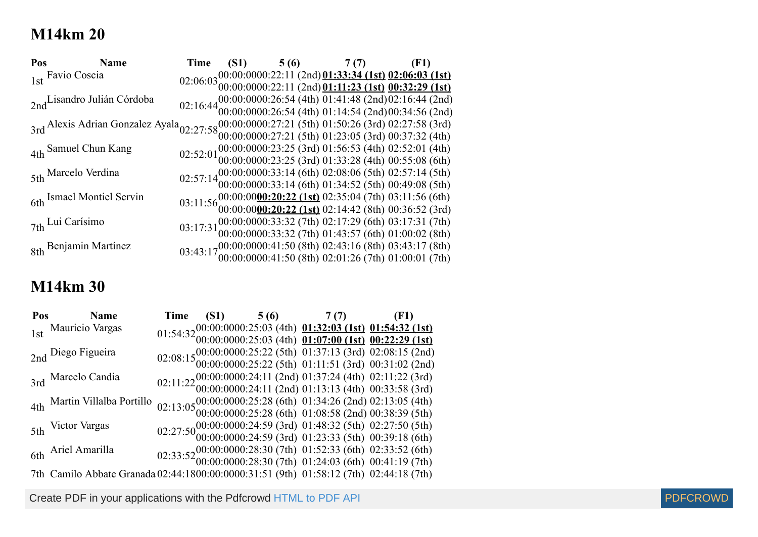## M14km 20

| Pos | Name | Time | (S1) | 5 (6) | 7 (7) | (F1) |
|---|---|---|---|---|---|---|
| 1st | Favio Coscia | 02:06:03 | 00:00:00<br>00:00:00 | 00:22:11 (2nd)<br>00:22:11 (2nd) | **01:33:34 (1st)**<br>**01:11:23 (1st)** | **02:06:03 (1st)**<br>**00:32:29 (1st)** |
| 2nd | Lisandro Julián Córdoba | 02:16:44 | 00:00:00<br>00:00:00 | 00:26:54 (4th)<br>00:26:54 (4th) | 01:41:48 (2nd)<br>01:14:54 (2nd) | 02:16:44 (2nd)<br>00:34:56 (2nd) |
| 3rd | Alexis Adrian Gonzalez Ayala | 02:27:58 | 00:00:00<br>00:00:00 | 00:27:21 (5th)<br>00:27:21 (5th) | 01:50:26 (3rd)<br>01:23:05 (3rd) | 02:27:58 (3rd)<br>00:37:32 (4th) |
| 4th | Samuel Chun Kang | 02:52:01 | 00:00:00<br>00:00:00 | 00:23:25 (3rd)<br>00:23:25 (3rd) | 01:56:53 (4th)<br>01:33:28 (4th) | 02:52:01 (4th)<br>00:55:08 (6th) |
| 5th | Marcelo Verdina | 02:57:14 | 00:00:00<br>00:00:00 | 00:33:14 (6th)<br>00:33:14 (6th) | 02:08:06 (5th)<br>01:34:52 (5th) | 02:57:14 (5th)<br>00:49:08 (5th) |
| 6th | Ismael Montiel Servin | 03:11:56 | 00:00:00<br>00:00:00 | **00:20:22 (1st)**<br>**00:20:22 (1st)** | 02:35:04 (7th)<br>02:14:42 (8th) | 03:11:56 (6th)<br>00:36:52 (3rd) |
| 7th | Lui Carísimo | 03:17:31 | 00:00:00<br>00:00:00 | 00:33:32 (7th)<br>00:33:32 (7th) | 02:17:29 (6th)<br>01:43:57 (6th) | 03:17:31 (7th)<br>01:00:02 (8th) |
| 8th | Benjamin Martínez | 03:43:17 | 00:00:00<br>00:00:00 | 00:41:50 (8th)<br>00:41:50 (8th) | 02:43:16 (8th)<br>02:01:26 (7th) | 03:43:17 (8th)<br>01:00:01 (7th) |

## M14km 30

| Pos | Name | Time | (S1) | 5 (6) | 7 (7) | (F1) |
|---|---|---|---|---|---|---|
| 1st | Mauricio Vargas | 01:54:32 | 00:00:00<br>00:00:00 | 00:25:03 (4th)<br>00:25:03 (4th) | **01:32:03 (1st)**<br>**01:07:00 (1st)** | **01:54:32 (1st)**<br>**00:22:29 (1st)** |
| 2nd | Diego Figueira | 02:08:15 | 00:00:00<br>00:00:00 | 00:25:22 (5th)<br>00:25:22 (5th) | 01:37:13 (3rd)<br>01:11:51 (3rd) | 02:08:15 (2nd)<br>00:31:02 (2nd) |
| 3rd | Marcelo Candia | 02:11:22 | 00:00:00<br>00:00:00 | 00:24:11 (2nd)<br>00:24:11 (2nd) | 01:37:24 (4th)<br>01:13:13 (4th) | 02:11:22 (3rd)<br>00:33:58 (3rd) |
| 4th | Martin Villalba Portillo | 02:13:05 | 00:00:00<br>00:00:00 | 00:25:28 (6th)<br>00:25:28 (6th) | 01:34:26 (2nd)<br>01:08:58 (2nd) | 02:13:05 (4th)<br>00:38:39 (5th) |
| 5th | Victor Vargas | 02:27:50 | 00:00:00<br>00:00:00 | 00:24:59 (3rd)<br>00:24:59 (3rd) | 01:48:32 (5th)<br>01:23:33 (5th) | 02:27:50 (5th)<br>00:39:18 (6th) |
| 6th | Ariel Amarilla | 02:33:52 | 00:00:00<br>00:00:00 | 00:28:30 (7th)<br>00:28:30 (7th) | 01:52:33 (6th)<br>01:24:03 (6th) | 02:33:52 (6th)<br>00:41:19 (7th) |
| 7th | Camilo Abbate Granada | 02:44:18 | 00:00:00 | 00:31:51 (9th) | 01:58:12 (7th) | 02:44:18 (7th) |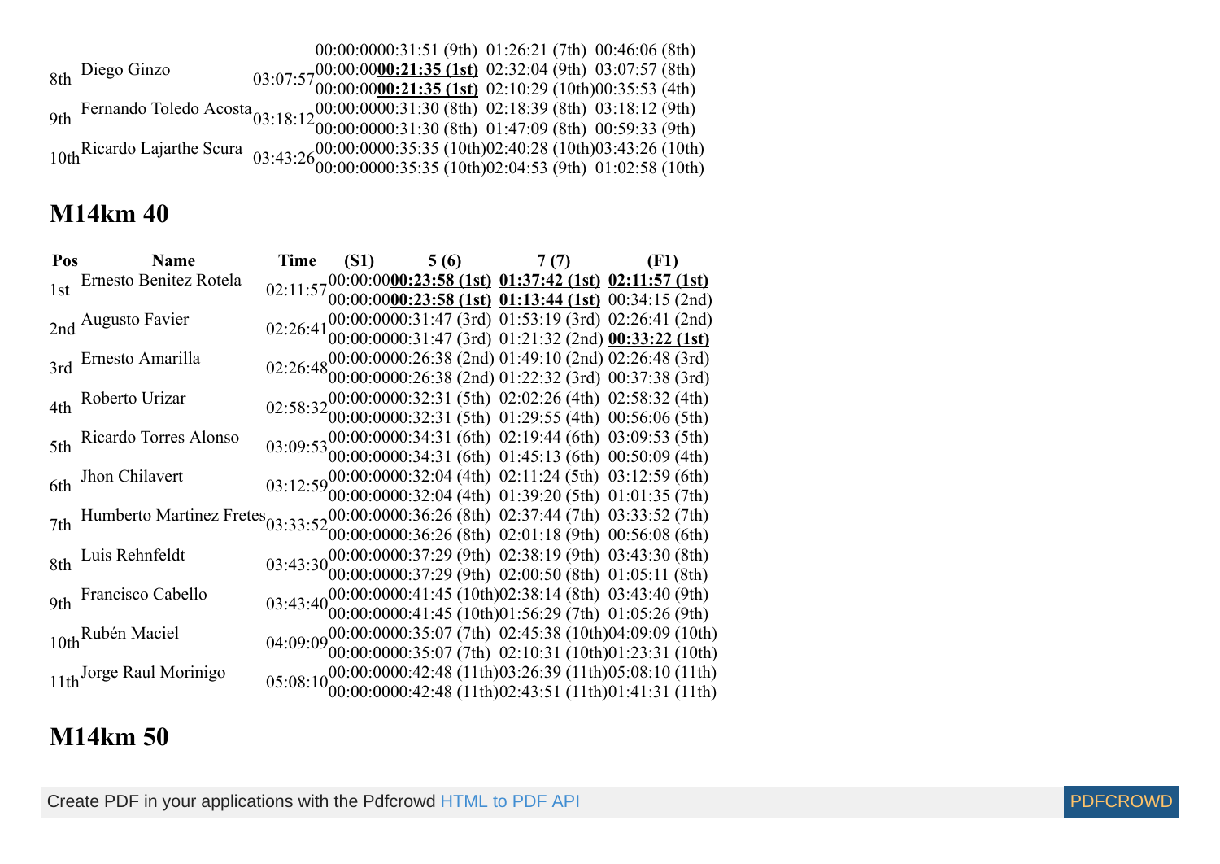| Pos | Name | Time | (S1) | 5 (6) | 7 (7) | (F1) |
|---|---|---|---|---|---|---|
| | | | 00:00:00 | 00:31:51 (9th) | 01:26:21 (7th) | 00:46:06 (8th) |
| 8th | Diego Ginzo | 03:07:57 | 00:00:00 | **00:21:35 (1st)** | 02:32:04 (9th) | 03:07:57 (8th) |
| | | | 00:00:00 | **00:21:35 (1st)** | 02:10:29 (10th) | 00:35:53 (4th) |
| 9th | Fernando Toledo Acosta | 03:18:12 | 00:00:00 | 00:31:30 (8th) | 02:18:39 (8th) | 03:18:12 (9th) |
| | | | 00:00:00 | 00:31:30 (8th) | 01:47:09 (8th) | 00:59:33 (9th) |
| 10th | Ricardo Lajarthe Scura | 03:43:26 | 00:00:00 | 00:35:35 (10th) | 02:40:28 (10th) | 03:43:26 (10th) |
| | | | 00:00:00 | 00:35:35 (10th) | 02:04:53 (9th) | 01:02:58 (10th) |

## M14km 40

| Pos | Name | Time | (S1) | 5 (6) | 7 (7) | (F1) |
|---|---|---|---|---|---|---|
| 1st | Ernesto Benitez Rotela | 02:11:57 | 00:00:00 | **00:23:58 (1st)** | **01:37:42 (1st)** | **02:11:57 (1st)** |
| | | | 00:00:00 | **00:23:58 (1st)** | **01:13:44 (1st)** | 00:34:15 (2nd) |
| 2nd | Augusto Favier | 02:26:41 | 00:00:00 | 00:31:47 (3rd) | 01:53:19 (3rd) | 02:26:41 (2nd) |
| | | | 00:00:00 | 00:31:47 (3rd) | 01:21:32 (2nd) | **00:33:22 (1st)** |
| 3rd | Ernesto Amarilla | 02:26:48 | 00:00:00 | 00:26:38 (2nd) | 01:49:10 (2nd) | 02:26:48 (3rd) |
| | | | 00:00:00 | 00:26:38 (2nd) | 01:22:32 (3rd) | 00:37:38 (3rd) |
| 4th | Roberto Urizar | 02:58:32 | 00:00:00 | 00:32:31 (5th) | 02:02:26 (4th) | 02:58:32 (4th) |
| | | | 00:00:00 | 00:32:31 (5th) | 01:29:55 (4th) | 00:56:06 (5th) |
| 5th | Ricardo Torres Alonso | 03:09:53 | 00:00:00 | 00:34:31 (6th) | 02:19:44 (6th) | 03:09:53 (5th) |
| | | | 00:00:00 | 00:34:31 (6th) | 01:45:13 (6th) | 00:50:09 (4th) |
| 6th | Jhon Chilavert | 03:12:59 | 00:00:00 | 00:32:04 (4th) | 02:11:24 (5th) | 03:12:59 (6th) |
| | | | 00:00:00 | 00:32:04 (4th) | 01:39:20 (5th) | 01:01:35 (7th) |
| 7th | Humberto Martinez Fretes | 03:33:52 | 00:00:00 | 00:36:26 (8th) | 02:37:44 (7th) | 03:33:52 (7th) |
| | | | 00:00:00 | 00:36:26 (8th) | 02:01:18 (9th) | 00:56:08 (6th) |
| 8th | Luis Rehnfeldt | 03:43:30 | 00:00:00 | 00:37:29 (9th) | 02:38:19 (9th) | 03:43:30 (8th) |
| | | | 00:00:00 | 00:37:29 (9th) | 02:00:50 (8th) | 01:05:11 (8th) |
| 9th | Francisco Cabello | 03:43:40 | 00:00:00 | 00:41:45 (10th) | 02:38:14 (8th) | 03:43:40 (9th) |
| | | | 00:00:00 | 00:41:45 (10th) | 01:56:29 (7th) | 01:05:26 (9th) |
| 10th | Rubén Maciel | 04:09:09 | 00:00:00 | 00:35:07 (7th) | 02:45:38 (10th) | 04:09:09 (10th) |
| | | | 00:00:00 | 00:35:07 (7th) | 02:10:31 (10th) | 01:23:31 (10th) |
| 11th | Jorge Raul Morinigo | 05:08:10 | 00:00:00 | 00:42:48 (11th) | 03:26:39 (11th) | 05:08:10 (11th) |
| | | | 00:00:00 | 00:42:48 (11th) | 02:43:51 (11th) | 01:41:31 (11th) |

## M14km 50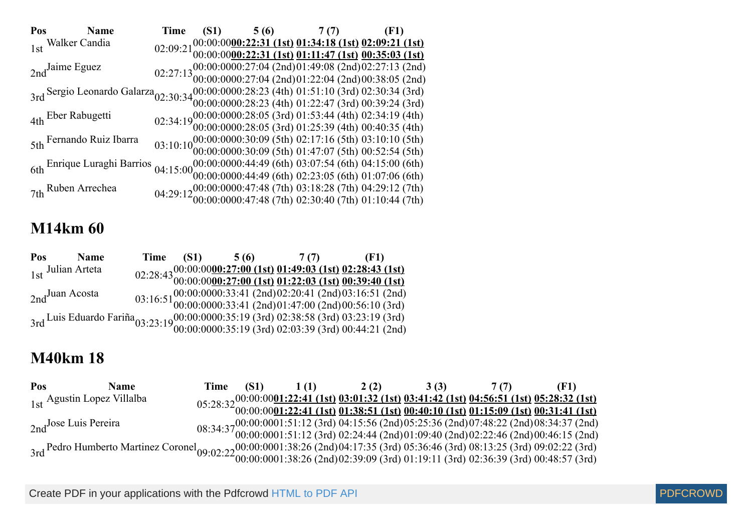| Pos | Name | Time | (S1) | 5 (6) | 7 (7) | (F1) |
|---|---|---|---|---|---|---|
| 1st | Walker Candia | 02:09:21 | 00:00:00<br>00:00:00 | **00:22:31 (1st)**<br>**00:22:31 (1st)** | **01:34:18 (1st)**<br>**01:11:47 (1st)** | **02:09:21 (1st)**<br>**00:35:03 (1st)** |
| 2nd | Jaime Eguez | 02:27:13 | 00:00:00<br>00:00:00 | 00:27:04 (2nd)<br>00:27:04 (2nd) | 01:49:08 (2nd)<br>01:22:04 (2nd) | 02:27:13 (2nd)<br>00:38:05 (2nd) |
| 3rd | Sergio Leonardo Galarza | 02:30:34 | 00:00:00<br>00:00:00 | 00:28:23 (4th)<br>00:28:23 (4th) | 01:51:10 (3rd)<br>01:22:47 (3rd) | 02:30:34 (3rd)<br>00:39:24 (3rd) |
| 4th | Eber Rabugetti | 02:34:19 | 00:00:00<br>00:00:00 | 00:28:05 (3rd)<br>00:28:05 (3rd) | 01:53:44 (4th)<br>01:25:39 (4th) | 02:34:19 (4th)<br>00:40:35 (4th) |
| 5th | Fernando Ruiz Ibarra | 03:10:10 | 00:00:00<br>00:00:00 | 00:30:09 (5th)<br>00:30:09 (5th) | 02:17:16 (5th)<br>01:47:07 (5th) | 03:10:10 (5th)<br>00:52:54 (5th) |
| 6th | Enrique Luraghi Barrios | 04:15:00 | 00:00:00<br>00:00:00 | 00:44:49 (6th)<br>00:44:49 (6th) | 03:07:54 (6th)<br>02:23:05 (6th) | 04:15:00 (6th)<br>01:07:06 (6th) |
| 7th | Ruben Arrechea | 04:29:12 | 00:00:00<br>00:00:00 | 00:47:48 (7th)<br>00:47:48 (7th) | 03:18:28 (7th)<br>02:30:40 (7th) | 04:29:12 (7th)<br>01:10:44 (7th) |

## M14km 60

| Pos | Name | Time | (S1) | 5 (6) | 7 (7) | (F1) |
|---|---|---|---|---|---|---|
| 1st | Julian Arteta | 02:28:43 | 00:00:00<br>00:00:00 | **00:27:00 (1st)**<br>**00:27:00 (1st)** | **01:49:03 (1st)**<br>**01:22:03 (1st)** | **02:28:43 (1st)**<br>**00:39:40 (1st)** |
| 2nd | Juan Acosta | 03:16:51 | 00:00:00<br>00:00:00 | 00:33:41 (2nd)<br>00:33:41 (2nd) | 02:20:41 (2nd)<br>01:47:00 (2nd) | 03:16:51 (2nd)<br>00:56:10 (3rd) |
| 3rd | Luis Eduardo Fariña | 03:23:19 | 00:00:00<br>00:00:00 | 00:35:19 (3rd)<br>00:35:19 (3rd) | 02:38:58 (3rd)<br>02:03:39 (3rd) | 03:23:19 (3rd)<br>00:44:21 (2nd) |

## M40km 18

| Pos | Name | Time | (S1) | 1 (1) | 2 (2) | 3 (3) | 7 (7) | (F1) |
|---|---|---|---|---|---|---|---|---|
| 1st | Agustin Lopez Villalba | 05:28:32 | 00:00:00<br>00:00:00 | **01:22:41 (1st)**<br>**01:22:41 (1st)** | **03:01:32 (1st)**<br>**01:38:51 (1st)** | **03:41:42 (1st)**<br>**00:40:10 (1st)** | **04:56:51 (1st)**<br>**01:15:09 (1st)** | **05:28:32 (1st)**<br>**00:31:41 (1st)** |
| 2nd | Jose Luis Pereira | 08:34:37 | 00:00:00<br>00:00:00 | 01:51:12 (3rd)<br>01:51:12 (3rd) | 04:15:56 (2nd)<br>02:24:44 (2nd) | 05:25:36 (2nd)<br>01:09:40 (2nd) | 07:48:22 (2nd)<br>02:22:46 (2nd) | 08:34:37 (2nd)<br>00:46:15 (2nd) |
| 3rd | Pedro Humberto Martinez Coronel | 09:02:22 | 00:00:00<br>00:00:00 | 01:38:26 (2nd)<br>01:38:26 (2nd) | 04:17:35 (3rd)<br>02:39:09 (3rd) | 05:36:46 (3rd)<br>01:19:11 (3rd) | 08:13:25 (3rd)<br>02:36:39 (3rd) | 09:02:22 (3rd)<br>00:48:57 (3rd) |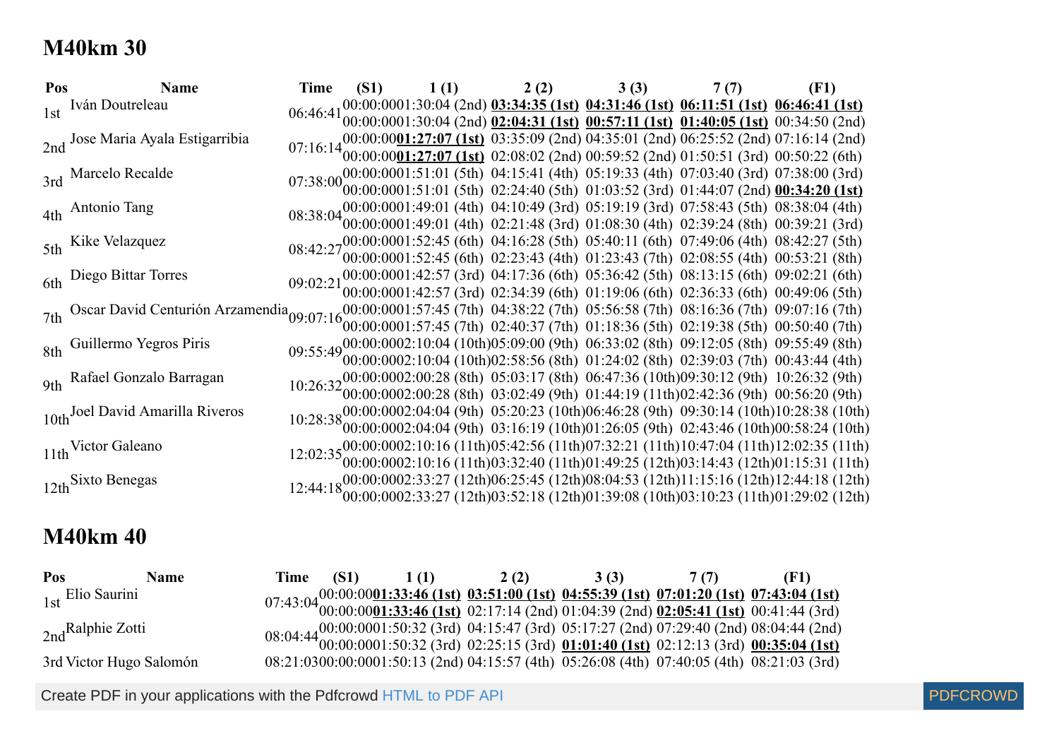## M40km 30

| Pos | Name | Time | (S1) | 1 (1) | 2 (2) | 3 (3) | 7 (7) | (F1) |
|---|---|---|---|---|---|---|---|---|
| 1st | Iván Doutreleau | 06:46:41 | 00:00:00 | 01:30:04 (2nd) | **03:34:35 (1st)** | **04:31:46 (1st)** | **06:11:51 (1st)** | **06:46:41 (1st)** |
| | | | 00:00:00 | 01:30:04 (2nd) | **02:04:31 (1st)** | **00:57:11 (1st)** | **01:40:05 (1st)** | 00:34:50 (2nd) |
| 2nd | Jose Maria Ayala Estigarribia | 07:16:14 | 00:00:00 | **01:27:07 (1st)** | 03:35:09 (2nd) | 04:35:01 (2nd) | 06:25:52 (2nd) | 07:16:14 (2nd) |
| | | | 00:00:00 | **01:27:07 (1st)** | 02:08:02 (2nd) | 00:59:52 (2nd) | 01:50:51 (3rd) | 00:50:22 (6th) |
| 3rd | Marcelo Recalde | 07:38:00 | 00:00:00 | 01:51:01 (5th) | 04:15:41 (4th) | 05:19:33 (4th) | 07:03:40 (3rd) | 07:38:00 (3rd) |
| | | | 00:00:00 | 01:51:01 (5th) | 02:24:40 (5th) | 01:03:52 (3rd) | 01:44:07 (2nd) | **00:34:20 (1st)** |
| 4th | Antonio Tang | 08:38:04 | 00:00:00 | 01:49:01 (4th) | 04:10:49 (3rd) | 05:19:19 (3rd) | 07:58:43 (5th) | 08:38:04 (4th) |
| | | | 00:00:00 | 01:49:01 (4th) | 02:21:48 (3rd) | 01:08:30 (4th) | 02:39:24 (8th) | 00:39:21 (3rd) |
| 5th | Kike Velazquez | 08:42:27 | 00:00:00 | 01:52:45 (6th) | 04:16:28 (5th) | 05:40:11 (6th) | 07:49:06 (4th) | 08:42:27 (5th) |
| | | | 00:00:00 | 01:52:45 (6th) | 02:23:43 (4th) | 01:23:43 (7th) | 02:08:55 (4th) | 00:53:21 (8th) |
| 6th | Diego Bittar Torres | 09:02:21 | 00:00:00 | 01:42:57 (3rd) | 04:17:36 (6th) | 05:36:42 (5th) | 08:13:15 (6th) | 09:02:21 (6th) |
| | | | 00:00:00 | 01:42:57 (3rd) | 02:34:39 (6th) | 01:19:06 (6th) | 02:36:33 (6th) | 00:49:06 (5th) |
| 7th | Oscar David Centurión Arzamendia | 09:07:16 | 00:00:00 | 01:57:45 (7th) | 04:38:22 (7th) | 05:56:58 (7th) | 08:16:36 (7th) | 09:07:16 (7th) |
| | | | 00:00:00 | 01:57:45 (7th) | 02:40:37 (7th) | 01:18:36 (5th) | 02:19:38 (5th) | 00:50:40 (7th) |
| 8th | Guillermo Yegros Piris | 09:55:49 | 00:00:00 | 02:10:04 (10th) | 05:09:00 (9th) | 06:33:02 (8th) | 09:12:05 (8th) | 09:55:49 (8th) |
| | | | 00:00:00 | 02:10:04 (10th) | 02:58:56 (8th) | 01:24:02 (8th) | 02:39:03 (7th) | 00:43:44 (4th) |
| 9th | Rafael Gonzalo Barragan | 10:26:32 | 00:00:00 | 02:00:28 (8th) | 05:03:17 (8th) | 06:47:36 (10th) | 09:30:12 (9th) | 10:26:32 (9th) |
| | | | 00:00:00 | 02:00:28 (8th) | 03:02:49 (9th) | 01:44:19 (11th) | 02:42:36 (9th) | 00:56:20 (9th) |
| 10th | Joel David Amarilla Riveros | 10:28:38 | 00:00:00 | 02:04:04 (9th) | 05:20:23 (10th) | 06:46:28 (9th) | 09:30:14 (10th) | 10:28:38 (10th) |
| | | | 00:00:00 | 02:04:04 (9th) | 03:16:19 (10th) | 01:26:05 (9th) | 02:43:46 (10th) | 00:58:24 (10th) |
| 11th | Victor Galeano | 12:02:35 | 00:00:00 | 02:10:16 (11th) | 05:42:56 (11th) | 07:32:21 (11th) | 10:47:04 (11th) | 12:02:35 (11th) |
| | | | 00:00:00 | 02:10:16 (11th) | 03:32:40 (11th) | 01:49:25 (12th) | 03:14:43 (12th) | 01:15:31 (11th) |
| 12th | Sixto Benegas | 12:44:18 | 00:00:00 | 02:33:27 (12th) | 06:25:45 (12th) | 08:04:53 (12th) | 11:15:16 (12th) | 12:44:18 (12th) |
| | | | 00:00:00 | 02:33:27 (12th) | 03:52:18 (12th) | 01:39:08 (10th) | 03:10:23 (11th) | 01:29:02 (12th) |

## M40km 40

| Pos | Name | Time | (S1) | 1 (1) | 2 (2) | 3 (3) | 7 (7) | (F1) |
|---|---|---|---|---|---|---|---|---|
| 1st | Elio Saurini | 07:43:04 | 00:00:00 | **01:33:46 (1st)** | **03:51:00 (1st)** | **04:55:39 (1st)** | **07:01:20 (1st)** | **07:43:04 (1st)** |
| | | | 00:00:00 | **01:33:46 (1st)** | 02:17:14 (2nd) | 01:04:39 (2nd) | **02:05:41 (1st)** | 00:41:44 (3rd) |
| 2nd | Ralphie Zotti | 08:04:44 | 00:00:00 | 01:50:32 (3rd) | 04:15:47 (3rd) | 05:17:27 (2nd) | 07:29:40 (2nd) | 08:04:44 (2nd) |
| | | | 00:00:00 | 01:50:32 (3rd) | 02:25:15 (3rd) | **01:01:40 (1st)** | 02:12:13 (3rd) | **00:35:04 (1st)** |
| 3rd | Victor Hugo Salomón | 08:21:03 | 00:00:00 | 01:50:13 (2nd) | 04:15:57 (4th) | 05:26:08 (4th) | 07:40:05 (4th) | 08:21:03 (3rd) |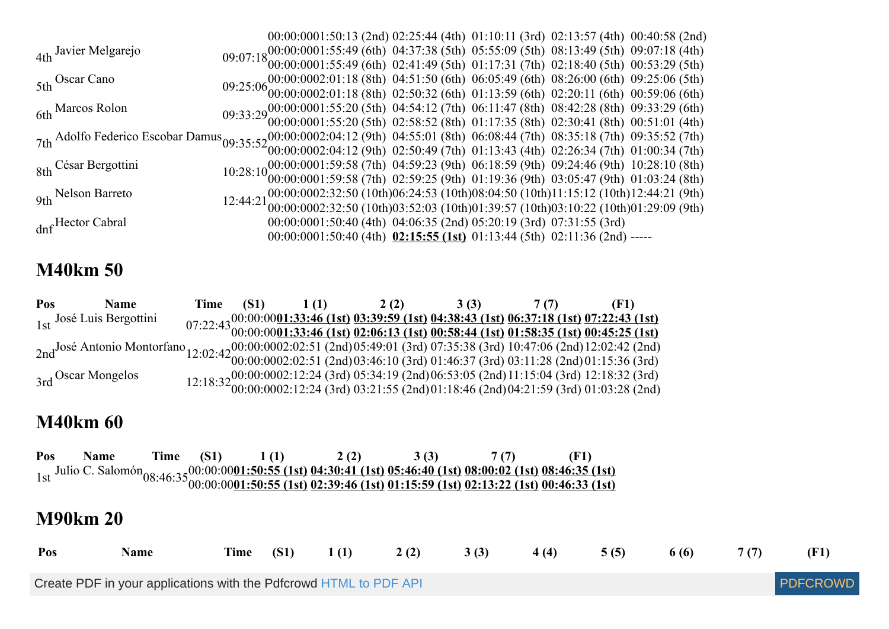| Pos | Name | Time | (S1) | 1 (1) | 2 (2) | 3 (3) | 7 (7) | (F1) |
|---|---|---|---|---|---|---|---|---|
| | | | 00:00:00 | 01:50:13 (2nd) | 02:25:44 (4th) | 01:10:11 (3rd) | 02:13:57 (4th) | 00:40:58 (2nd) |
| 4th | Javier Melgarejo | 09:07:18 | 00:00:00 | 01:55:49 (6th) | 04:37:38 (5th) | 05:55:09 (5th) | 08:13:49 (5th) | 09:07:18 (4th) |
| | | | 00:00:00 | 01:55:49 (6th) | 02:41:49 (5th) | 01:17:31 (7th) | 02:18:40 (5th) | 00:53:29 (5th) |
| 5th | Oscar Cano | 09:25:06 | 00:00:00 | 02:01:18 (8th) | 04:51:50 (6th) | 06:05:49 (6th) | 08:26:00 (6th) | 09:25:06 (5th) |
| | | | 00:00:00 | 02:01:18 (8th) | 02:50:32 (6th) | 01:13:59 (6th) | 02:20:11 (6th) | 00:59:06 (6th) |
| 6th | Marcos Rolon | 09:33:29 | 00:00:00 | 01:55:20 (5th) | 04:54:12 (7th) | 06:11:47 (8th) | 08:42:28 (8th) | 09:33:29 (6th) |
| | | | 00:00:00 | 01:55:20 (5th) | 02:58:52 (8th) | 01:17:35 (8th) | 02:30:41 (8th) | 00:51:01 (4th) |
| 7th | Adolfo Federico Escobar Damus | 09:35:52 | 00:00:00 | 02:04:12 (9th) | 04:55:01 (8th) | 06:08:44 (7th) | 08:35:18 (7th) | 09:35:52 (7th) |
| | | | 00:00:00 | 02:04:12 (9th) | 02:50:49 (7th) | 01:13:43 (4th) | 02:26:34 (7th) | 01:00:34 (7th) |
| 8th | César Bergottini | 10:28:10 | 00:00:00 | 01:59:58 (7th) | 04:59:23 (9th) | 06:18:59 (9th) | 09:24:46 (9th) | 10:28:10 (8th) |
| | | | 00:00:00 | 01:59:58 (7th) | 02:59:25 (9th) | 01:19:36 (9th) | 03:05:47 (9th) | 01:03:24 (8th) |
| 9th | Nelson Barreto | 12:44:21 | 00:00:00 | 02:32:50 (10th) | 06:24:53 (10th) | 08:04:50 (10th) | 11:15:12 (10th) | 12:44:21 (9th) |
| | | | 00:00:00 | 02:32:50 (10th) | 03:52:03 (10th) | 01:39:57 (10th) | 03:10:22 (10th) | 01:29:09 (9th) |
| dnf | Hector Cabral | | 00:00:00 | 01:50:40 (4th) | 04:06:35 (2nd) | 05:20:19 (3rd) | 07:31:55 (3rd) | |
| | | | 00:00:00 | 01:50:40 (4th) | **02:15:55 (1st)** | 01:13:44 (5th) | 02:11:36 (2nd) | ----- |

## M40km 50

| Pos | Name | Time | (S1) | 1 (1) | 2 (2) | 3 (3) | 7 (7) | (F1) |
|---|---|---|---|---|---|---|---|---|
| 1st | José Luis Bergottini | 07:22:43 | 00:00:00 | **01:33:46 (1st)** | **03:39:59 (1st)** | **04:38:43 (1st)** | **06:37:18 (1st)** | **07:22:43 (1st)** |
| | | | 00:00:00 | **01:33:46 (1st)** | **02:06:13 (1st)** | **00:58:44 (1st)** | **01:58:35 (1st)** | **00:45:25 (1st)** |
| 2nd | José Antonio Montorfano | 12:02:42 | 00:00:00 | 02:02:51 (2nd) | 05:49:01 (3rd) | 07:35:38 (3rd) | 10:47:06 (2nd) | 12:02:42 (2nd) |
| | | | 00:00:00 | 02:02:51 (2nd) | 03:46:10 (3rd) | 01:46:37 (3rd) | 03:11:28 (2nd) | 01:15:36 (3rd) |
| 3rd | Oscar Mongelos | 12:18:32 | 00:00:00 | 02:12:24 (3rd) | 05:34:19 (2nd) | 06:53:05 (2nd) | 11:15:04 (3rd) | 12:18:32 (3rd) |
| | | | 00:00:00 | 02:12:24 (3rd) | 03:21:55 (2nd) | 01:18:46 (2nd) | 04:21:59 (3rd) | 01:03:28 (2nd) |

## M40km 60

| Pos | Name | Time | (S1) | 1 (1) | 2 (2) | 3 (3) | 7 (7) | (F1) |
|---|---|---|---|---|---|---|---|---|
| 1st | Julio C. Salomón | 08:46:35 | 00:00:00 | **01:50:55 (1st)** | **04:30:41 (1st)** | **05:46:40 (1st)** | **08:00:02 (1st)** | **08:46:35 (1st)** |
| | | | 00:00:00 | **01:50:55 (1st)** | **02:39:46 (1st)** | **01:15:59 (1st)** | **02:13:22 (1st)** | **00:46:33 (1st)** |

## M90km 20

| Pos | Name | Time | (S1) | 1 (1) | 2 (2) | 3 (3) | 4 (4) | 5 (5) | 6 (6) | 7 (7) | (F1) |
|---|---|---|---|---|---|---|---|---|---|---|---|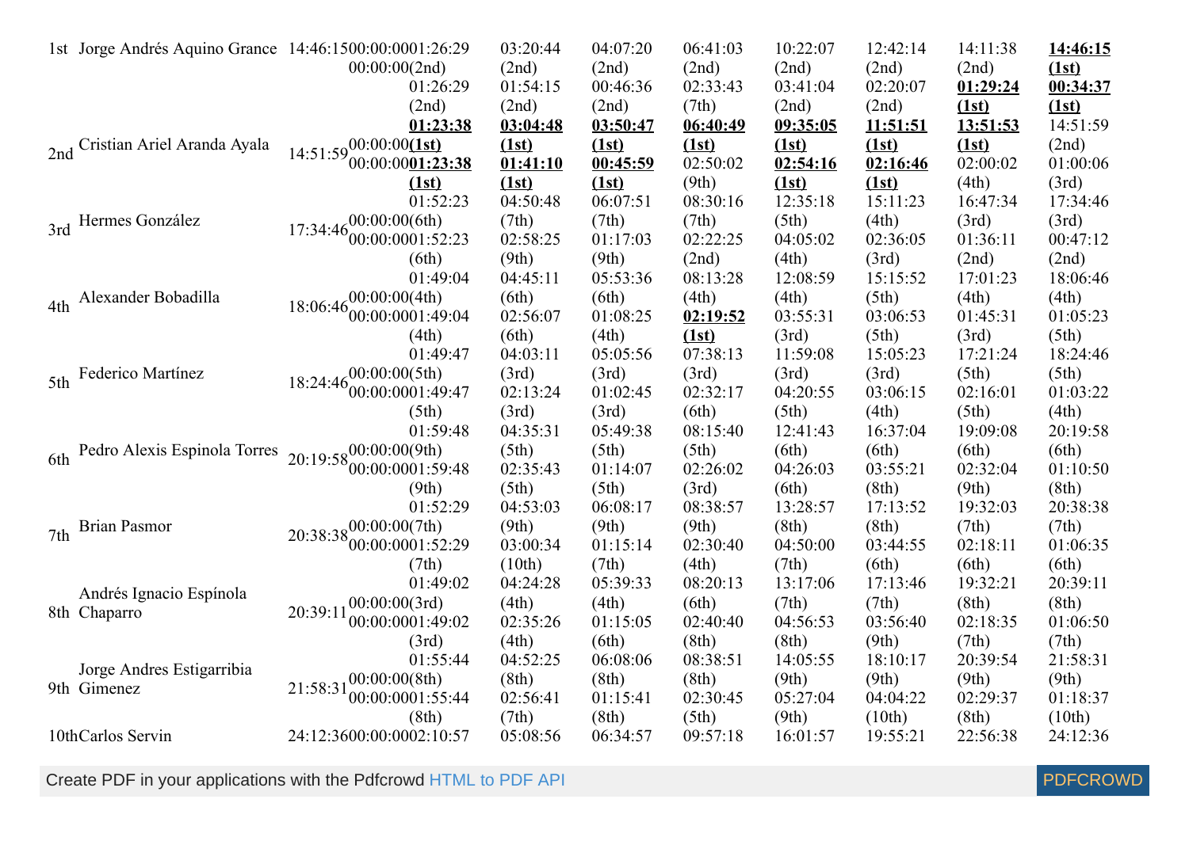| | | | | | | | | | | | |
|---|---|---|---|---|---|---|---|---|---|---|---|
| 1st | Jorge Andrés Aquino Grance | 14:46:15 | 00:00:00 (2nd) 00:00:00 | 01:26:29 (2nd) 01:26:29 (2nd) | 03:20:44 (2nd) 01:54:15 (2nd) | 04:07:20 (2nd) 00:46:36 (2nd) | 06:41:03 (2nd) 02:33:43 (7th) | 10:22:07 (2nd) 03:41:04 (2nd) | 12:42:14 (2nd) 02:20:07 (2nd) | 14:11:38 (2nd) **01:29:24 (1st)** | **14:46:15 (1st)** **00:34:37 (1st)** |
| 2nd | Cristian Ariel Aranda Ayala | 14:51:59 | 00:00:00 **(1st)** 00:00:00 | **01:23:38 (1st)** **01:23:38 (1st)** | **03:04:48 (1st)** **01:41:10 (1st)** | **03:50:47 (1st)** **00:45:59 (1st)** | **06:40:49 (1st)** 02:50:02 (9th) | **09:35:05 (1st)** **02:54:16 (1st)** | **11:51:51 (1st)** **02:16:46 (1st)** | **13:51:53 (1st)** 02:00:02 (4th) | 14:51:59 (2nd) 01:00:06 (3rd) |
| 3rd | Hermes González | 17:34:46 | 00:00:00 (6th) 00:00:00 | 01:52:23 (6th) 01:52:23 (6th) | 04:50:48 (7th) 02:58:25 (9th) | 06:07:51 (7th) 01:17:03 (9th) | 08:30:16 (7th) 02:22:25 (2nd) | 12:35:18 (5th) 04:05:02 (4th) | 15:11:23 (4th) 02:36:05 (3rd) | 16:47:34 (3rd) 01:36:11 (2nd) | 17:34:46 (3rd) 00:47:12 (2nd) |
| 4th | Alexander Bobadilla | 18:06:46 | 00:00:00 (4th) 00:00:00 | 01:49:04 (4th) 01:49:04 (4th) | 04:45:11 (6th) 02:56:07 (6th) | 05:53:36 (6th) 01:08:25 (4th) | 08:13:28 (4th) **02:19:52 (1st)** | 12:08:59 (4th) 03:55:31 (3rd) | 15:15:52 (5th) 03:06:53 (5th) | 17:01:23 (4th) 01:45:31 (3rd) | 18:06:46 (4th) 01:05:23 (5th) |
| 5th | Federico Martínez | 18:24:46 | 00:00:00 (5th) 00:00:00 | 01:49:47 (5th) 01:49:47 (5th) | 04:03:11 (3rd) 02:13:24 (3rd) | 05:05:56 (3rd) 01:02:45 (3rd) | 07:38:13 (3rd) 02:32:17 (6th) | 11:59:08 (3rd) 04:20:55 (5th) | 15:05:23 (3rd) 03:06:15 (4th) | 17:21:24 (5th) 02:16:01 (5th) | 18:24:46 (5th) 01:03:22 (4th) |
| 6th | Pedro Alexis Espinola Torres | 20:19:58 | 00:00:00 (9th) 00:00:00 | 01:59:48 (9th) 01:59:48 (9th) | 04:35:31 (5th) 02:35:43 (5th) | 05:49:38 (5th) 01:14:07 (5th) | 08:15:40 (5th) 02:26:02 (3rd) | 12:41:43 (6th) 04:26:03 (6th) | 16:37:04 (6th) 03:55:21 (8th) | 19:09:08 (6th) 02:32:04 (9th) | 20:19:58 (6th) 01:10:50 (8th) |
| 7th | Brian Pasmor | 20:38:38 | 00:00:00 (7th) 00:00:00 | 01:52:29 (7th) 01:52:29 (7th) | 04:53:03 (9th) 03:00:34 (10th) | 06:08:17 (9th) 01:15:14 (7th) | 08:38:57 (9th) 02:30:40 (4th) | 13:28:57 (8th) 04:50:00 (7th) | 17:13:52 (8th) 03:44:55 (6th) | 19:32:03 (7th) 02:18:11 (6th) | 20:38:38 (7th) 01:06:35 (6th) |
| 8th | Andrés Ignacio Espínola Chaparro | 20:39:11 | 00:00:00 (3rd) 00:00:00 | 01:49:02 (3rd) 01:49:02 (3rd) | 04:24:28 (4th) 02:35:26 (4th) | 05:39:33 (4th) 01:15:05 (6th) | 08:20:13 (6th) 02:40:40 (8th) | 13:17:06 (7th) 04:56:53 (8th) | 17:13:46 (7th) 03:56:40 (9th) | 19:32:21 (8th) 02:18:35 (7th) | 20:39:11 (8th) 01:06:50 (7th) |
| 9th | Jorge Andres Estigarribia Gimenez | 21:58:31 | 00:00:00 (8th) 00:00:00 | 01:55:44 (8th) 01:55:44 (8th) | 04:52:25 (8th) 02:56:41 (7th) | 06:08:06 (8th) 01:15:41 (8th) | 08:38:51 (8th) 02:30:45 (5th) | 14:05:55 (9th) 05:27:04 (9th) | 18:10:17 (9th) 04:04:22 (10th) | 20:39:54 (9th) 02:29:37 (8th) | 21:58:31 (9th) 01:18:37 (10th) |
| 10th | Carlos Servin | 24:12:36 | 00:00:00 | 02:10:57 | 05:08:56 | 06:34:57 | 09:57:18 | 16:01:57 | 19:55:21 | 22:56:38 | 24:12:36 |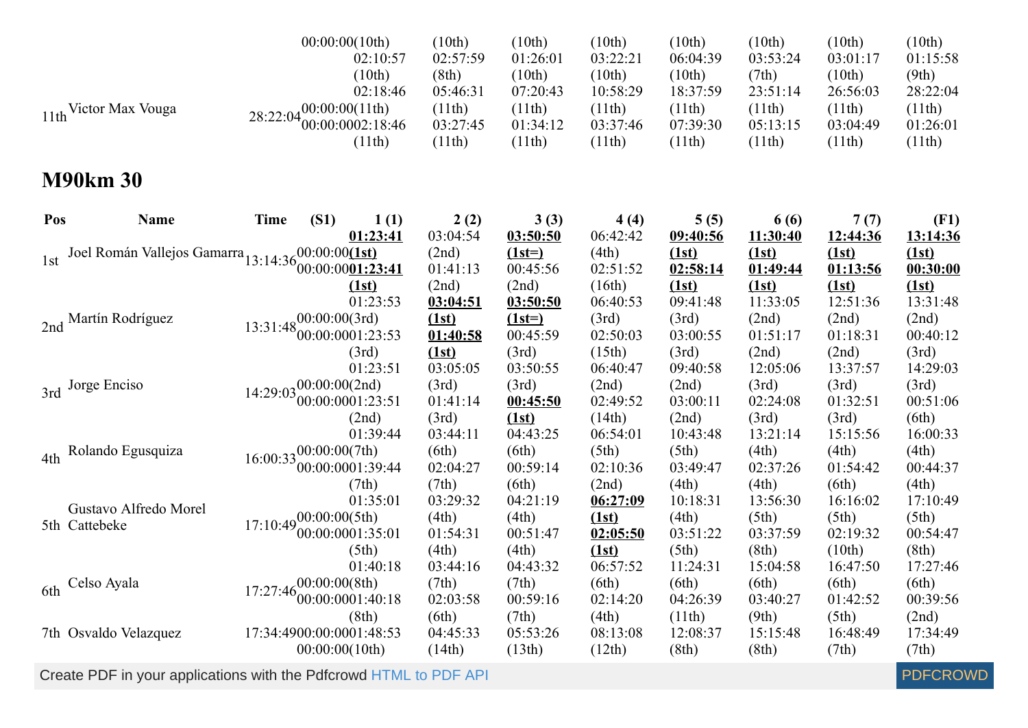| | | | 00:00:00(10th) | (10th) | (10th) | (10th) | (10th) | (10th) | (10th) | (10th) |
|---|---|---|---|---|---|---|---|---|---|---|
| | | | 02:10:57 (10th) | 02:57:59 (8th) | 01:26:01 (10th) | 03:22:21 (10th) | 06:04:39 (10th) | 03:53:24 (7th) | 03:01:17 (10th) | 01:15:58 (9th) |
| 11th | Victor Max Vouga | 28:22:04 | 02:18:46 (11th) | 05:46:31 (11th) | 07:20:43 (11th) | 10:58:29 (11th) | 18:37:59 (11th) | 23:51:14 (11th) | 26:56:03 (11th) | 28:22:04 (11th) |
| | | | 00:00:00 02:18:46 (11th) | 03:27:45 (11th) | 01:34:12 (11th) | 03:37:46 (11th) | 07:39:30 (11th) | 05:13:15 (11th) | 03:04:49 (11th) | 01:26:01 (11th) |

## M90km 30

| Pos | Name | Time | (S1) | 1 (1) | 2 (2) | 3 (3) | 4 (4) | 5 (5) | 6 (6) | 7 (7) | (F1) |
|---|---|---|---|---|---|---|---|---|---|---|---|
| 1st | Joel Román Vallejos Gamarra | 13:14:36 | 00:00:00 | **01:23:41 (1st)** | 03:04:54 (2nd) | **03:50:50 (1st=)** | 06:42:42 (4th) | **09:40:56 (1st)** | **11:30:40 (1st)** | **12:44:36 (1st)** | **13:14:36 (1st)** |
| | | | 00:00:00 | **01:23:41 (1st)** | 01:41:13 (2nd) | 00:45:56 (2nd) | 02:51:52 (16th) | **02:58:14 (1st)** | **01:49:44 (1st)** | **01:13:56 (1st)** | **00:30:00 (1st)** |
| 2nd | Martín Rodríguez | 13:31:48 | 00:00:00 | 01:23:53 (3rd) | **03:04:51 (1st)** | **03:50:50 (1st=)** | 06:40:53 (3rd) | 09:41:48 (3rd) | 11:33:05 (2nd) | 12:51:36 (2nd) | 13:31:48 (2nd) |
| | | | 00:00:00 | 01:23:53 (3rd) | **01:40:58 (1st)** | 00:45:59 (3rd) | 02:50:03 (15th) | 03:00:55 (3rd) | 01:51:17 (2nd) | 01:18:31 (2nd) | 00:40:12 (3rd) |
| 3rd | Jorge Enciso | 14:29:03 | 00:00:00 | 01:23:51 (2nd) | 03:05:05 (3rd) | 03:50:55 (3rd) | 06:40:47 (2nd) | 09:40:58 (2nd) | 12:05:06 (3rd) | 13:37:57 (3rd) | 14:29:03 (3rd) |
| | | | 00:00:00 | 01:23:51 (2nd) | 01:41:14 (3rd) | **00:45:50 (1st)** | 02:49:52 (14th) | 03:00:11 (2nd) | 02:24:08 (3rd) | 01:32:51 (3rd) | 00:51:06 (6th) |
| 4th | Rolando Egusquiza | 16:00:33 | 00:00:00 | 01:39:44 (7th) | 03:44:11 (6th) | 04:43:25 (6th) | 06:54:01 (5th) | 10:43:48 (5th) | 13:21:14 (4th) | 15:15:56 (4th) | 16:00:33 (4th) |
| | | | 00:00:00 | 01:39:44 (7th) | 02:04:27 (7th) | 00:59:14 (6th) | 02:10:36 (2nd) | 03:49:47 (4th) | 02:37:26 (4th) | 01:54:42 (6th) | 00:44:37 (4th) |
| 5th | Gustavo Alfredo Morel Cattebeke | 17:10:49 | 00:00:00 | 01:35:01 (5th) | 03:29:32 (4th) | 04:21:19 (4th) | **06:27:09 (1st)** | 10:18:31 (4th) | 13:56:30 (5th) | 16:16:02 (5th) | 17:10:49 (5th) |
| | | | 00:00:00 | 01:35:01 (5th) | 01:54:31 (4th) | 00:51:47 (4th) | **02:05:50 (1st)** | 03:51:22 (5th) | 03:37:59 (8th) | 02:19:32 (10th) | 00:54:47 (8th) |
| 6th | Celso Ayala | 17:27:46 | 00:00:00 | 01:40:18 (8th) | 03:44:16 (7th) | 04:43:32 (7th) | 06:57:52 (6th) | 11:24:31 (6th) | 15:04:58 (6th) | 16:47:50 (6th) | 17:27:46 (6th) |
| | | | 00:00:00 | 01:40:18 (8th) | 02:03:58 (6th) | 00:59:16 (7th) | 02:14:20 (4th) | 04:26:39 (11th) | 03:40:27 (9th) | 01:42:52 (5th) | 00:39:56 (2nd) |
| 7th | Osvaldo Velazquez | 17:34:49 | 00:00:00 | 01:48:53 (10th) | 04:45:33 (14th) | 05:53:26 (13th) | 08:13:08 (12th) | 12:08:37 (8th) | 15:15:48 (8th) | 16:48:49 (7th) | 17:34:49 (7th) |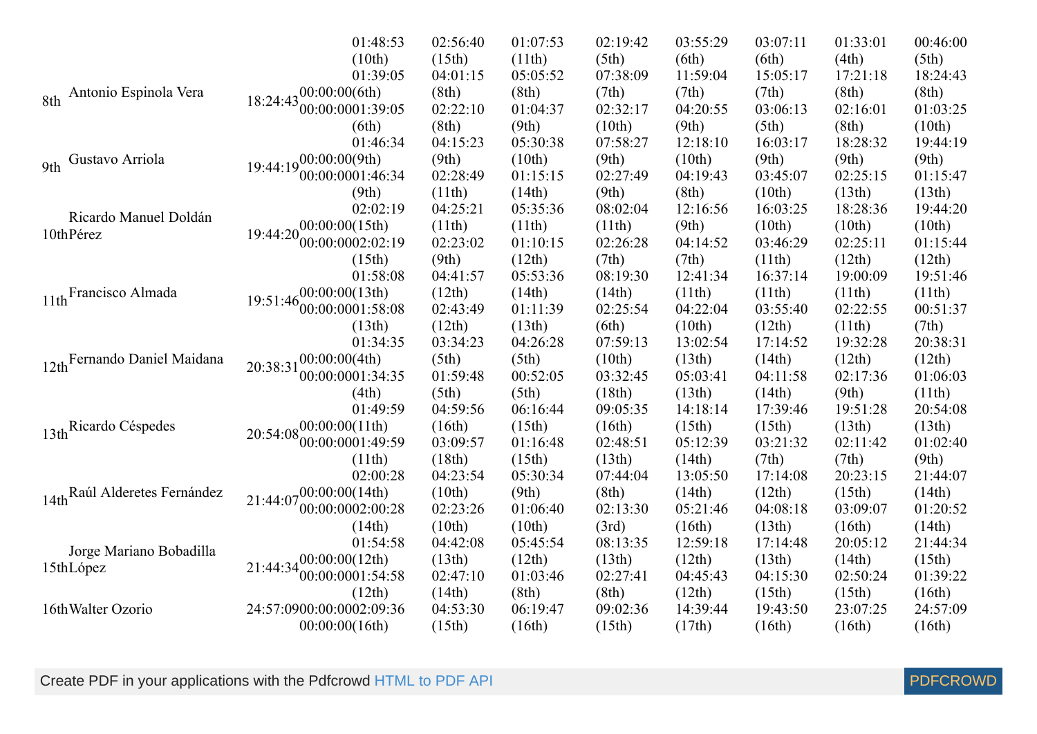| Pos | Name | Total | | | | | | | | |
|---|---|---|---|---|---|---|---|---|---|---|
| | | | 01:48:53 (10th) | 02:56:40 (15th) | 01:07:53 (11th) | 02:19:42 (5th) | 03:55:29 (6th) | 03:07:11 (6th) | 01:33:01 (4th) | 00:46:00 (5th) |
| 8th | Antonio Espinola Vera | 18:24:43 | 01:39:05<br>00:00:00(6th)<br>00:00:00 01:39:05 (6th) | 04:01:15 (8th)<br>02:22:10 (8th) | 05:05:52 (8th)<br>01:04:37 (9th) | 07:38:09 (7th)<br>02:32:17 (10th) | 11:59:04 (7th)<br>04:20:55 (9th) | 15:05:17 (7th)<br>03:06:13 (5th) | 17:21:18 (8th)<br>02:16:01 (8th) | 18:24:43 (8th)<br>01:03:25 (10th) |
| 9th | Gustavo Arriola | 19:44:19 | 01:46:34<br>00:00:00(9th)<br>00:00:00 01:46:34 (9th) | 04:15:23 (9th)<br>02:28:49 (11th) | 05:30:38 (10th)<br>01:15:15 (14th) | 07:58:27 (9th)<br>02:27:49 (9th) | 12:18:10 (10th)<br>04:19:43 (8th) | 16:03:17 (9th)<br>03:45:07 (10th) | 18:28:32 (9th)<br>02:25:15 (13th) | 19:44:19 (9th)<br>01:15:47 (13th) |
| 10th | Ricardo Manuel Doldán Pérez | 19:44:20 | 02:02:19<br>00:00:00(15th)<br>00:00:00 02:02:19 (15th) | 04:25:21 (11th)<br>02:23:02 (9th) | 05:35:36 (11th)<br>01:10:15 (12th) | 08:02:04 (11th)<br>02:26:28 (7th) | 12:16:56 (9th)<br>04:14:52 (7th) | 16:03:25 (10th)<br>03:46:29 (11th) | 18:28:36 (10th)<br>02:25:11 (12th) | 19:44:20 (10th)<br>01:15:44 (12th) |
| 11th | Francisco Almada | 19:51:46 | 01:58:08<br>00:00:00(13th)<br>00:00:00 01:58:08 (13th) | 04:41:57 (12th)<br>02:43:49 (12th) | 05:53:36 (14th)<br>01:11:39 (13th) | 08:19:30 (14th)<br>02:25:54 (6th) | 12:41:34 (11th)<br>04:22:04 (10th) | 16:37:14 (11th)<br>03:55:40 (12th) | 19:00:09 (11th)<br>02:22:55 (11th) | 19:51:46 (11th)<br>00:51:37 (7th) |
| 12th | Fernando Daniel Maidana | 20:38:31 | 01:34:35<br>00:00:00(4th)<br>00:00:00 01:34:35 (4th) | 03:34:23 (5th)<br>01:59:48 (5th) | 04:26:28 (5th)<br>00:52:05 (5th) | 07:59:13 (10th)<br>03:32:45 (18th) | 13:02:54 (13th)<br>05:03:41 (13th) | 17:14:52 (14th)<br>04:11:58 (14th) | 19:32:28 (12th)<br>02:17:36 (9th) | 20:38:31 (12th)<br>01:06:03 (11th) |
| 13th | Ricardo Céspedes | 20:54:08 | 01:49:59<br>00:00:00(11th)<br>00:00:00 01:49:59 (11th) | 04:59:56 (16th)<br>03:09:57 (18th) | 06:16:44 (15th)<br>01:16:48 (15th) | 09:05:35 (16th)<br>02:48:51 (13th) | 14:18:14 (15th)<br>05:12:39 (14th) | 17:39:46 (15th)<br>03:21:32 (7th) | 19:51:28 (13th)<br>02:11:42 (7th) | 20:54:08 (13th)<br>01:02:40 (9th) |
| 14th | Raúl Alderetes Fernández | 21:44:07 | 02:00:28<br>00:00:00(14th)<br>00:00:00 02:00:28 (14th) | 04:23:54 (10th)<br>02:23:26 (10th) | 05:30:34 (9th)<br>01:06:40 (10th) | 07:44:04 (8th)<br>02:13:30 (3rd) | 13:05:50 (14th)<br>05:21:46 (16th) | 17:14:08 (12th)<br>04:08:18 (13th) | 20:23:15 (15th)<br>03:09:07 (16th) | 21:44:07 (14th)<br>01:20:52 (14th) |
| 15th | Jorge Mariano Bobadilla López | 21:44:34 | 01:54:58<br>00:00:00(12th)<br>00:00:00 01:54:58 (12th) | 04:42:08 (13th)<br>02:47:10 (14th) | 05:45:54 (12th)<br>01:03:46 (8th) | 08:13:35 (13th)<br>02:27:41 (8th) | 12:59:18 (12th)<br>04:45:43 (12th) | 17:14:48 (13th)<br>04:15:30 (15th) | 20:05:12 (14th)<br>02:50:24 (15th) | 21:44:34 (15th)<br>01:39:22 (16th) |
| 16th | Walter Ozorio | 24:57:09 | 00:00:00 02:09:36<br>00:00:00(16th) | 04:53:30 (15th) | 06:19:47 (16th) | 09:02:36 (15th) | 14:39:44 (17th) | 19:43:50 (16th) | 23:07:25 (16th) | 24:57:09 (16th) |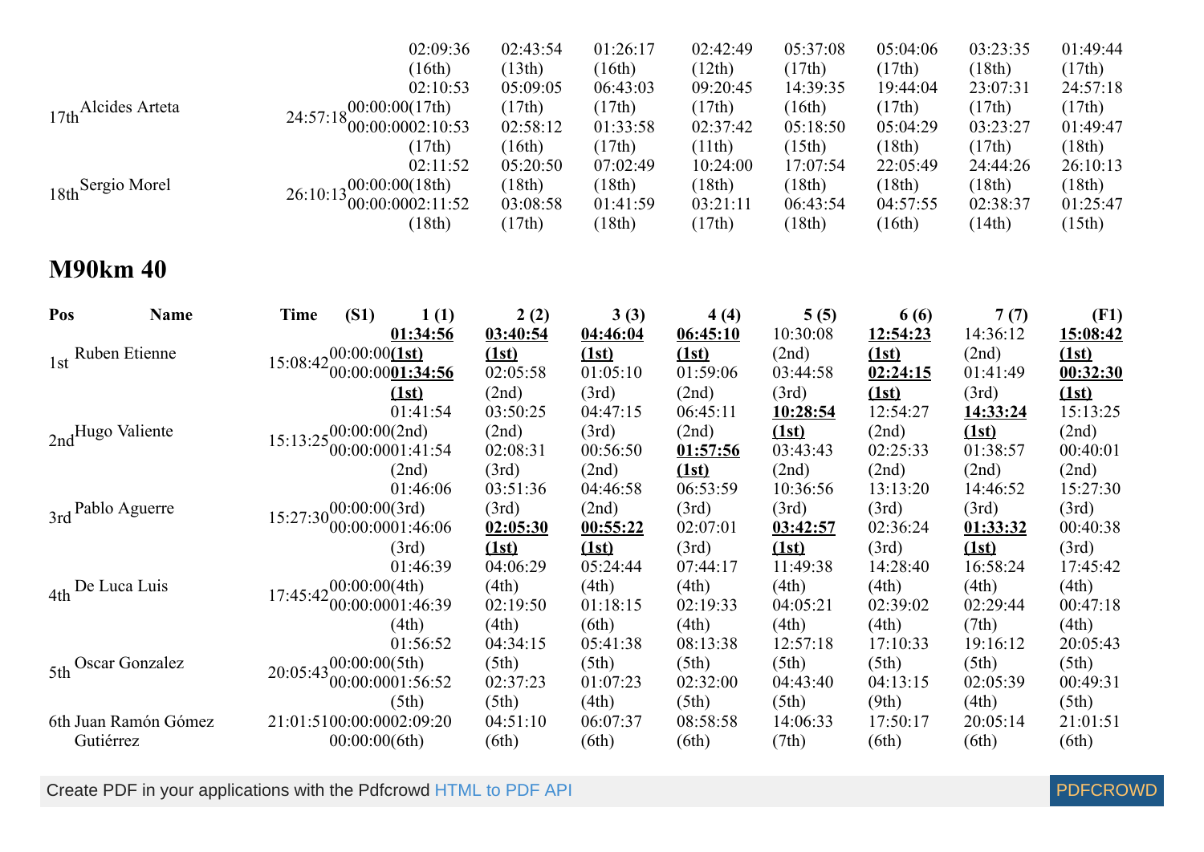| | | | | | | | | | | | |
|---|---|---|---|---|---|---|---|---|---|---|---|
| | | | | 02:09:36 (16th) | 02:43:54 (13th) | 01:26:17 (16th) | 02:42:49 (12th) | 05:37:08 (17th) | 05:04:06 (17th) | 03:23:35 (18th) | 01:49:44 (17th) |
| 17th | Alcides Arteta | 24:57:18 | 00:00:00(17th) 00:00:00 | 02:10:53 (17th) 02:10:53 (17th) | 05:09:05 (17th) 02:58:12 (16th) | 06:43:03 (17th) 01:33:58 (17th) | 09:20:45 (17th) 02:37:42 (11th) | 14:39:35 (16th) 05:18:50 (15th) | 19:44:04 (17th) 05:04:29 (18th) | 23:07:31 (17th) 03:23:27 (17th) | 24:57:18 (17th) 01:49:47 (18th) |
| 18th | Sergio Morel | 26:10:13 | 00:00:00(18th) 00:00:00 | 02:11:52 (18th) 02:11:52 (18th) | 05:20:50 (18th) 03:08:58 (17th) | 07:02:49 (18th) 01:41:59 (18th) | 10:24:00 (18th) 03:21:11 (17th) | 17:07:54 (18th) 06:43:54 (18th) | 22:05:49 (18th) 04:57:55 (16th) | 24:44:26 (18th) 02:38:37 (14th) | 26:10:13 (18th) 01:25:47 (15th) |

## M90km 40

| Pos | Name | Time | (S1) | 1 (1) | 2 (2) | 3 (3) | 4 (4) | 5 (5) | 6 (6) | 7 (7) | (F1) |
|---|---|---|---|---|---|---|---|---|---|---|---|
| 1st | Ruben Etienne | 15:08:42 | 00:00:00(1st) 00:00:00 | **01:34:56 (1st)** **01:34:56 (1st)** | **03:40:54 (1st)** 02:05:58 (2nd) | **04:46:04 (1st)** 01:05:10 (3rd) | **06:45:10 (1st)** 01:59:06 (2nd) | 10:30:08 (2nd) 03:44:58 (3rd) | **12:54:23 (1st)** **02:24:15 (1st)** | 14:36:12 (2nd) 01:41:49 (3rd) | **15:08:42 (1st)** **00:32:30 (1st)** |
| 2nd | Hugo Valiente | 15:13:25 | 00:00:00(2nd) 00:00:00 | 01:41:54 (2nd) 01:41:54 (2nd) | 03:50:25 (2nd) 02:08:31 (3rd) | 04:47:15 (3rd) 00:56:50 (2nd) | 06:45:11 (2nd) **01:57:56 (1st)** | **10:28:54 (1st)** 03:43:43 (2nd) | 12:54:27 (2nd) 02:25:33 (2nd) | **14:33:24 (1st)** 01:38:57 (2nd) | 15:13:25 (2nd) 00:40:01 (2nd) |
| 3rd | Pablo Aguerre | 15:27:30 | 00:00:00(3rd) 00:00:00 | 01:46:06 (3rd) 01:46:06 (3rd) | 03:51:36 (3rd) **02:05:30 (1st)** | 04:46:58 (2nd) **00:55:22 (1st)** | 06:53:59 (3rd) 02:07:01 (3rd) | 10:36:56 (3rd) **03:42:57 (1st)** | 13:13:20 (3rd) 02:36:24 (3rd) | 14:46:52 (3rd) **01:33:32 (1st)** | 15:27:30 (3rd) 00:40:38 (3rd) |
| 4th | De Luca Luis | 17:45:42 | 00:00:00(4th) 00:00:00 | 01:46:39 (4th) 01:46:39 (4th) | 04:06:29 (4th) 02:19:50 (4th) | 05:24:44 (4th) 01:18:15 (6th) | 07:44:17 (4th) 02:19:33 (4th) | 11:49:38 (4th) 04:05:21 (4th) | 14:28:40 (4th) 02:39:02 (4th) | 16:58:24 (4th) 02:29:44 (7th) | 17:45:42 (4th) 00:47:18 (4th) |
| 5th | Oscar Gonzalez | 20:05:43 | 00:00:00(5th) 00:00:00 | 01:56:52 (5th) 01:56:52 (5th) | 04:34:15 (5th) 02:37:23 (5th) | 05:41:38 (5th) 01:07:23 (4th) | 08:13:38 (5th) 02:32:00 (5th) | 12:57:18 (5th) 04:43:40 (5th) | 17:10:33 (5th) 04:13:15 (9th) | 19:16:12 (5th) 02:05:39 (4th) | 20:05:43 (5th) 00:49:31 (5th) |
| 6th | Juan Ramón Gómez Gutiérrez | 21:01:51 | 00:00:00 00:00:00(6th) | 02:09:20 | 04:51:10 (6th) | 06:07:37 (6th) | 08:58:58 (6th) | 14:06:33 (7th) | 17:50:17 (6th) | 20:05:14 (6th) | 21:01:51 (6th) |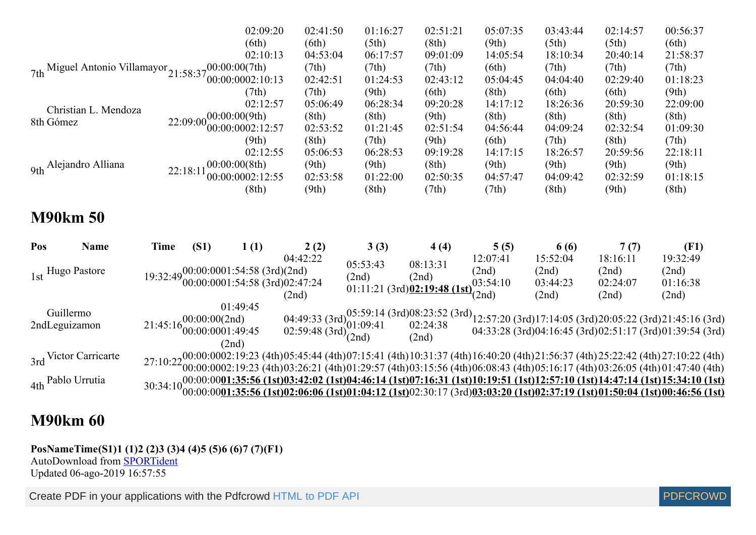| | | | | | | | | | | | | | |
|---|---|---|---|---|---|---|---|---|---|---|---|---|---|
| | | | | | 02:09:20 (6th) | 02:41:50 (6th) | 01:16:27 (5th) | 02:51:21 (8th) | 05:07:35 (9th) | 03:43:44 (5th) | 02:14:57 (5th) | 00:56:37 (6th) |
| 7th | Miguel Antonio Villamayor | 21:58:37 | 00:00:00 00:00:00 | 02:10:13 (7th) 02:10:13 (7th) | 04:53:04 (7th) 02:42:51 (7th) | 06:17:57 (7th) 01:24:53 (9th) | 09:01:09 (7th) 02:43:12 (6th) | 14:05:54 (6th) 05:04:45 (8th) | 18:10:34 (7th) 04:04:40 (6th) | 20:40:14 (7th) 02:29:40 (6th) | 21:58:37 (7th) 01:18:23 (9th) |
| 8th | Christian L. Mendoza Gómez | 22:09:00 | 00:00:00 00:00:00 | 02:12:57 (9th) 02:12:57 (9th) | 05:06:49 (8th) 02:53:52 (8th) | 06:28:34 (8th) 01:21:45 (7th) | 09:20:28 (9th) 02:51:54 (9th) | 14:17:12 (8th) 04:56:44 (6th) | 18:26:36 (8th) 04:09:24 (7th) | 20:59:30 (8th) 02:32:54 (8th) | 22:09:00 (8th) 01:09:30 (7th) |
| 9th | Alejandro Alliana | 22:18:11 | 00:00:00 00:00:00 | 02:12:55 (8th) 02:12:55 (8th) | 05:06:53 (9th) 02:53:58 (9th) | 06:28:53 (9th) 01:22:00 (8th) | 09:19:28 (8th) 02:50:35 (7th) | 14:17:15 (9th) 04:57:47 (7th) | 18:26:57 (9th) 04:09:42 (8th) | 20:59:56 (9th) 02:32:59 (9th) | 22:18:11 (9th) 01:18:15 (8th) |

## M90km 50

| Pos | Name | Time | (S1) | 1 (1) | 2 (2) | 3 (3) | 4 (4) | 5 (5) | 6 (6) | 7 (7) | (F1) |
|---|---|---|---|---|---|---|---|---|---|---|---|
| 1st | Hugo Pastore | 19:32:49 | 00:00:00 00:00:00 | 01:54:58 (3rd) 01:54:58 (3rd) | 04:42:22 (2nd) 02:47:24 (2nd) | 05:53:43 (2nd) 01:11:21 (3rd) | 08:13:31 (2nd) **02:19:48 (1st)** | 12:07:41 (2nd) 03:54:10 (2nd) | 15:52:04 (2nd) 03:44:23 (2nd) | 18:16:11 (2nd) 02:24:07 (2nd) | 19:32:49 (2nd) 01:16:38 (2nd) |
| 2nd | Guillermo Leguizamon | 21:45:16 | 00:00:00 00:00:00 | 01:49:45 (2nd) 01:49:45 (2nd) | 04:49:33 (3rd) 02:59:48 (3rd) | 05:59:14 (3rd) 01:09:41 (2nd) | 08:23:52 (3rd) 02:24:38 (2nd) | 12:57:20 (3rd) 04:33:28 (3rd) | 17:14:05 (3rd) 04:16:45 (3rd) | 20:05:22 (3rd) 02:51:17 (3rd) | 21:45:16 (3rd) 01:39:54 (3rd) |
| 3rd | Victor Carricarte | 27:10:22 | 00:00:00 00:00:00 | 02:19:23 (4th) 02:19:23 (4th) | 05:45:44 (4th) 03:26:21 (4th) | 07:15:41 (4th) 01:29:57 (4th) | 10:31:37 (4th) 03:15:56 (4th) | 16:40:20 (4th) 06:08:43 (4th) | 21:56:37 (4th) 05:16:17 (4th) | 25:22:42 (4th) 03:26:05 (4th) | 27:10:22 (4th) 01:47:40 (4th) |
| 4th | Pablo Urrutia | 30:34:10 | 00:00:00 00:00:00 | **01:35:56 (1st)** **01:35:56 (1st)** | **03:42:02 (1st)** **02:06:06 (1st)** | **04:46:14 (1st)** **01:04:12 (1st)** | **07:16:31 (1st)** 02:30:17 (3rd) | **10:19:51 (1st)** **03:03:20 (1st)** | **12:57:10 (1st)** **02:37:19 (1st)** | **14:47:14 (1st)** **01:50:04 (1st)** | **15:34:10 (1st)** **00:46:56 (1st)** |

## M90km 60

**PosNameTime(S1)1 (1)2 (2)3 (3)4 (4)5 (5)6 (6)7 (7)(F1)**

AutoDownload from SPORTident

Updated 06-ago-2019 16:57:55